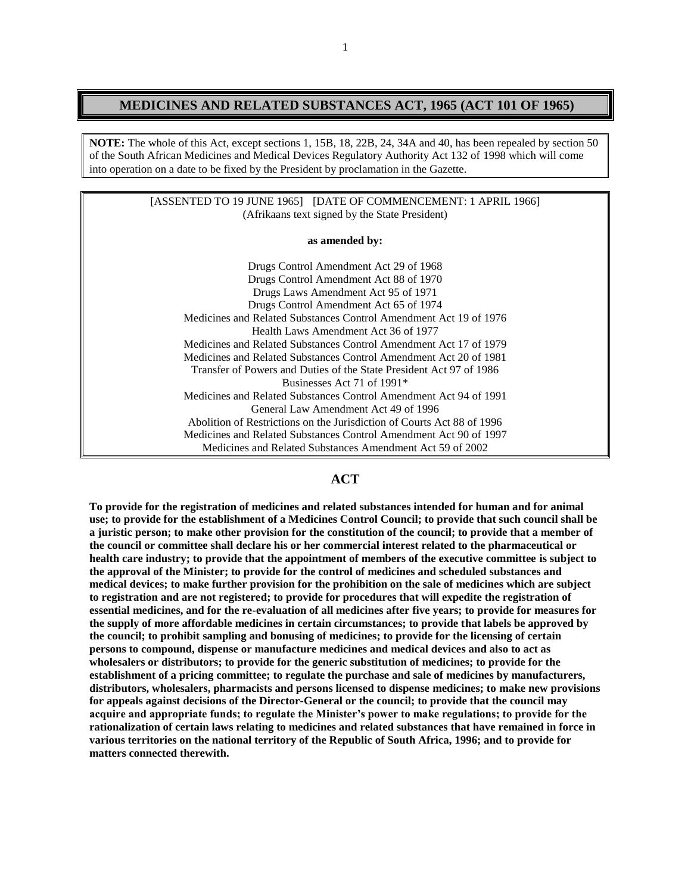# MEDICINES AND RELATED SUBSTANCES ACT, 1965 (ACT 101 OF 1965)

**NOTE:** The whole of this Act, except sections 1, 15B, 18, 22B, 24, 34A and 40, has been repealed by section 50 of the South African Medicines and Medical Devices Regulatory Authority Act 132 of 1998 which will come into operation on a date to be fixed by the President by proclamation in the Gazette.

[ASSENTED TO 19 JUNE 1965] [DATE OF COMMENCEMENT: 1 APRIL 1966]
(Afrikaans text signed by the State President)

**as amended by:**

Drugs Control Amendment Act 29 of 1968
Drugs Control Amendment Act 88 of 1970
Drugs Laws Amendment Act 95 of 1971
Drugs Control Amendment Act 65 of 1974
Medicines and Related Substances Control Amendment Act 19 of 1976
Health Laws Amendment Act 36 of 1977
Medicines and Related Substances Control Amendment Act 17 of 1979
Medicines and Related Substances Control Amendment Act 20 of 1981
Transfer of Powers and Duties of the State President Act 97 of 1986
Businesses Act 71 of 1991*
Medicines and Related Substances Control Amendment Act 94 of 1991
General Law Amendment Act 49 of 1996
Abolition of Restrictions on the Jurisdiction of Courts Act 88 of 1996
Medicines and Related Substances Control Amendment Act 90 of 1997
Medicines and Related Substances Amendment Act 59 of 2002

## ACT

**To provide for the registration of medicines and related substances intended for human and for animal use; to provide for the establishment of a Medicines Control Council; to provide that such council shall be a juristic person; to make other provision for the constitution of the council; to provide that a member of the council or committee shall declare his or her commercial interest related to the pharmaceutical or health care industry; to provide that the appointment of members of the executive committee is subject to the approval of the Minister; to provide for the control of medicines and scheduled substances and medical devices; to make further provision for the prohibition on the sale of medicines which are subject to registration and are not registered; to provide for procedures that will expedite the registration of essential medicines, and for the re-evaluation of all medicines after five years; to provide for measures for the supply of more affordable medicines in certain circumstances; to provide that labels be approved by the council; to prohibit sampling and bonusing of medicines; to provide for the licensing of certain persons to compound, dispense or manufacture medicines and medical devices and also to act as wholesalers or distributors; to provide for the generic substitution of medicines; to provide for the establishment of a pricing committee; to regulate the purchase and sale of medicines by manufacturers, distributors, wholesalers, pharmacists and persons licensed to dispense medicines; to make new provisions for appeals against decisions of the Director-General or the council; to provide that the council may acquire and appropriate funds; to regulate the Minister's power to make regulations; to provide for the rationalization of certain laws relating to medicines and related substances that have remained in force in various territories on the national territory of the Republic of South Africa, 1996; and to provide for matters connected therewith.**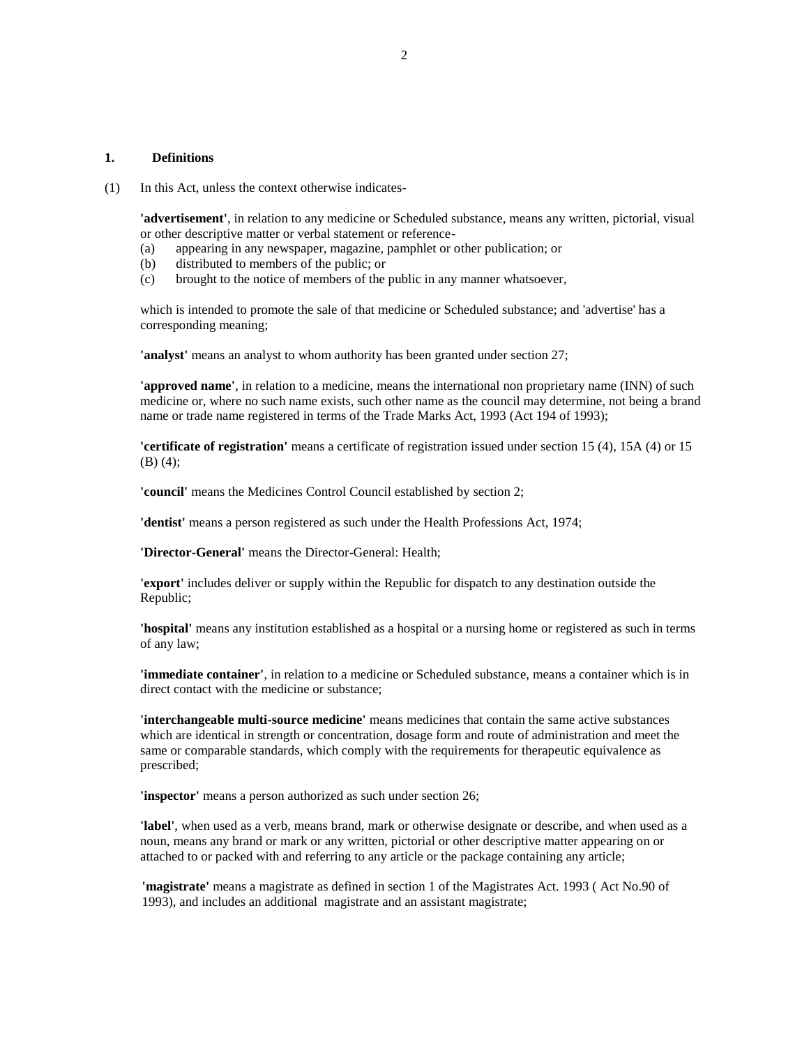## 1. Definitions

(1) In this Act, unless the context otherwise indicates-

**'advertisement'**, in relation to any medicine or Scheduled substance, means any written, pictorial, visual or other descriptive matter or verbal statement or reference-

(a) appearing in any newspaper, magazine, pamphlet or other publication; or
(b) distributed to members of the public; or
(c) brought to the notice of members of the public in any manner whatsoever,

which is intended to promote the sale of that medicine or Scheduled substance; and 'advertise' has a corresponding meaning;

**'analyst'** means an analyst to whom authority has been granted under section 27;

**'approved name'**, in relation to a medicine, means the international non proprietary name (INN) of such medicine or, where no such name exists, such other name as the council may determine, not being a brand name or trade name registered in terms of the Trade Marks Act, 1993 (Act 194 of 1993);

**'certificate of registration'** means a certificate of registration issued under section 15 (4), 15A (4) or 15 (B) (4);

**'council'** means the Medicines Control Council established by section 2;

**'dentist'** means a person registered as such under the Health Professions Act, 1974;

**'Director-General'** means the Director-General: Health;

**'export'** includes deliver or supply within the Republic for dispatch to any destination outside the Republic;

**'hospital'** means any institution established as a hospital or a nursing home or registered as such in terms of any law;

**'immediate container'**, in relation to a medicine or Scheduled substance, means a container which is in direct contact with the medicine or substance;

**'interchangeable multi-source medicine'** means medicines that contain the same active substances which are identical in strength or concentration, dosage form and route of administration and meet the same or comparable standards, which comply with the requirements for therapeutic equivalence as prescribed;

**'inspector'** means a person authorized as such under section 26;

**'label'**, when used as a verb, means brand, mark or otherwise designate or describe, and when used as a noun, means any brand or mark or any written, pictorial or other descriptive matter appearing on or attached to or packed with and referring to any article or the package containing any article;

**'magistrate'** means a magistrate as defined in section 1 of the Magistrates Act. 1993 ( Act No.90 of 1993), and includes an additional magistrate and an assistant magistrate;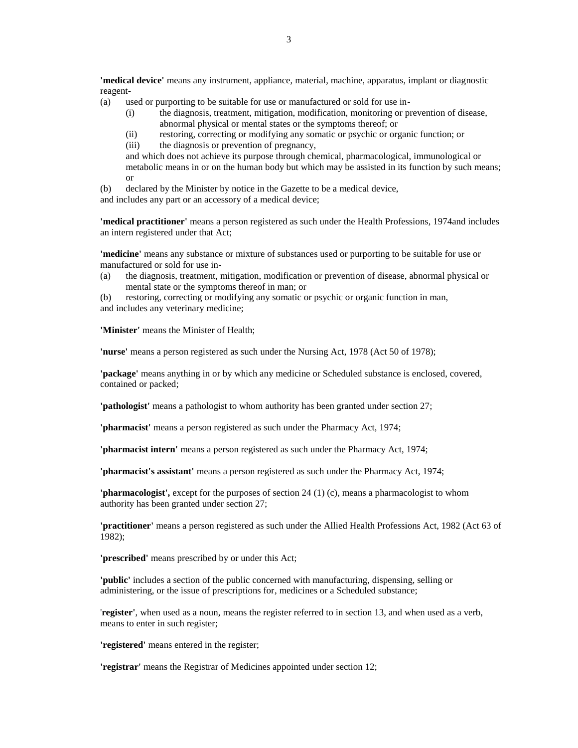**'medical device'** means any instrument, appliance, material, machine, apparatus, implant or diagnostic reagent-

(a) used or purporting to be suitable for use or manufactured or sold for use in-
    (i) the diagnosis, treatment, mitigation, modification, monitoring or prevention of disease, abnormal physical or mental states or the symptoms thereof; or
    (ii) restoring, correcting or modifying any somatic or psychic or organic function; or
    (iii) the diagnosis or prevention of pregnancy,

    and which does not achieve its purpose through chemical, pharmacological, immunological or metabolic means in or on the human body but which may be assisted in its function by such means; or

(b) declared by the Minister by notice in the Gazette to be a medical device,

and includes any part or an accessory of a medical device;

**'medical practitioner'** means a person registered as such under the Health Professions, 1974and includes an intern registered under that Act;

**'medicine'** means any substance or mixture of substances used or purporting to be suitable for use or manufactured or sold for use in-

(a) the diagnosis, treatment, mitigation, modification or prevention of disease, abnormal physical or mental state or the symptoms thereof in man; or
(b) restoring, correcting or modifying any somatic or psychic or organic function in man,

and includes any veterinary medicine;

**'Minister'** means the Minister of Health;

**'nurse'** means a person registered as such under the Nursing Act, 1978 (Act 50 of 1978);

**'package'** means anything in or by which any medicine or Scheduled substance is enclosed, covered, contained or packed;

**'pathologist'** means a pathologist to whom authority has been granted under section 27;

**'pharmacist'** means a person registered as such under the Pharmacy Act, 1974;

**'pharmacist intern'** means a person registered as such under the Pharmacy Act, 1974;

**'pharmacist's assistant'** means a person registered as such under the Pharmacy Act, 1974;

**'pharmacologist',** except for the purposes of section 24 (1) (c), means a pharmacologist to whom authority has been granted under section 27;

**'practitioner'** means a person registered as such under the Allied Health Professions Act, 1982 (Act 63 of 1982);

**'prescribed'** means prescribed by or under this Act;

**'public'** includes a section of the public concerned with manufacturing, dispensing, selling or administering, or the issue of prescriptions for, medicines or a Scheduled substance;

'**register'**, when used as a noun, means the register referred to in section 13, and when used as a verb, means to enter in such register;

**'registered'** means entered in the register;

**'registrar'** means the Registrar of Medicines appointed under section 12;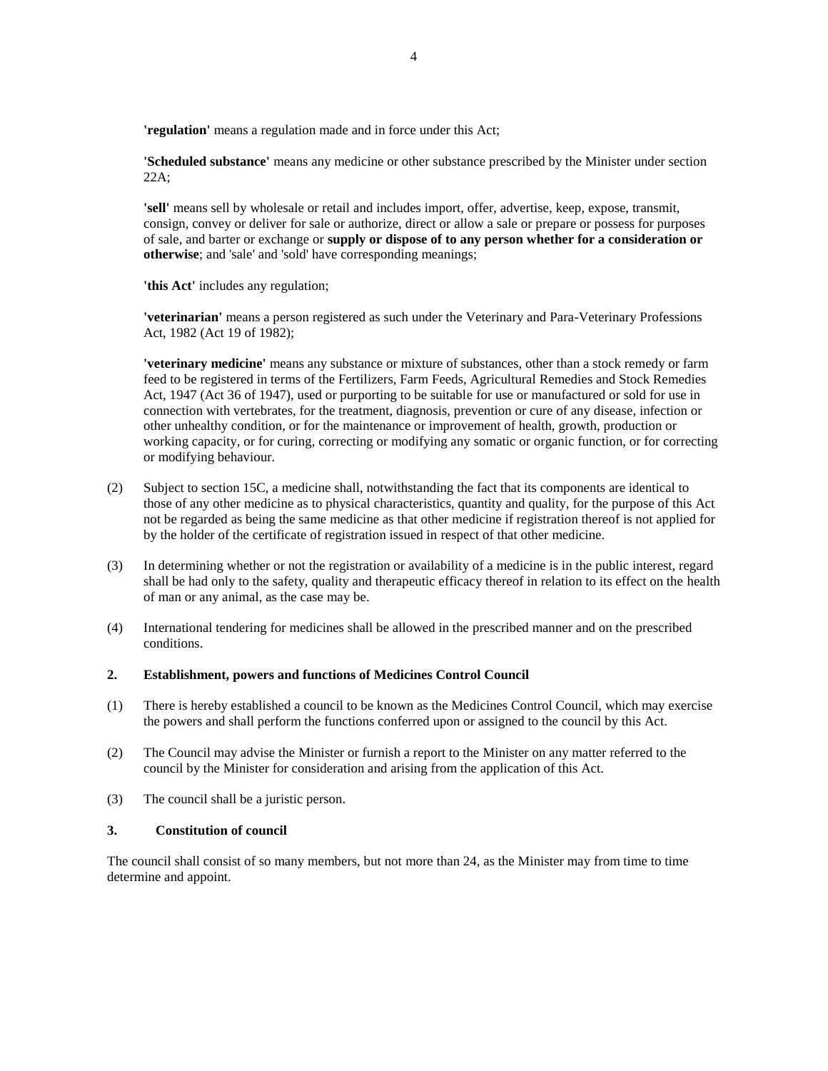**'regulation'** means a regulation made and in force under this Act;

**'Scheduled substance'** means any medicine or other substance prescribed by the Minister under section 22A;

**'sell'** means sell by wholesale or retail and includes import, offer, advertise, keep, expose, transmit, consign, convey or deliver for sale or authorize, direct or allow a sale or prepare or possess for purposes of sale, and barter or exchange or **supply or dispose of to any person whether for a consideration or otherwise**; and 'sale' and 'sold' have corresponding meanings;

**'this Act'** includes any regulation;

**'veterinarian'** means a person registered as such under the Veterinary and Para-Veterinary Professions Act, 1982 (Act 19 of 1982);

**'veterinary medicine'** means any substance or mixture of substances, other than a stock remedy or farm feed to be registered in terms of the Fertilizers, Farm Feeds, Agricultural Remedies and Stock Remedies Act, 1947 (Act 36 of 1947), used or purporting to be suitable for use or manufactured or sold for use in connection with vertebrates, for the treatment, diagnosis, prevention or cure of any disease, infection or other unhealthy condition, or for the maintenance or improvement of health, growth, production or working capacity, or for curing, correcting or modifying any somatic or organic function, or for correcting or modifying behaviour.

(2) Subject to section 15C, a medicine shall, notwithstanding the fact that its components are identical to those of any other medicine as to physical characteristics, quantity and quality, for the purpose of this Act not be regarded as being the same medicine as that other medicine if registration thereof is not applied for by the holder of the certificate of registration issued in respect of that other medicine.

(3) In determining whether or not the registration or availability of a medicine is in the public interest, regard shall be had only to the safety, quality and therapeutic efficacy thereof in relation to its effect on the health of man or any animal, as the case may be.

(4) International tendering for medicines shall be allowed in the prescribed manner and on the prescribed conditions.

**2. Establishment, powers and functions of Medicines Control Council**

(1) There is hereby established a council to be known as the Medicines Control Council, which may exercise the powers and shall perform the functions conferred upon or assigned to the council by this Act.

(2) The Council may advise the Minister or furnish a report to the Minister on any matter referred to the council by the Minister for consideration and arising from the application of this Act.

(3) The council shall be a juristic person.

**3. Constitution of council**

The council shall consist of so many members, but not more than 24, as the Minister may from time to time determine and appoint.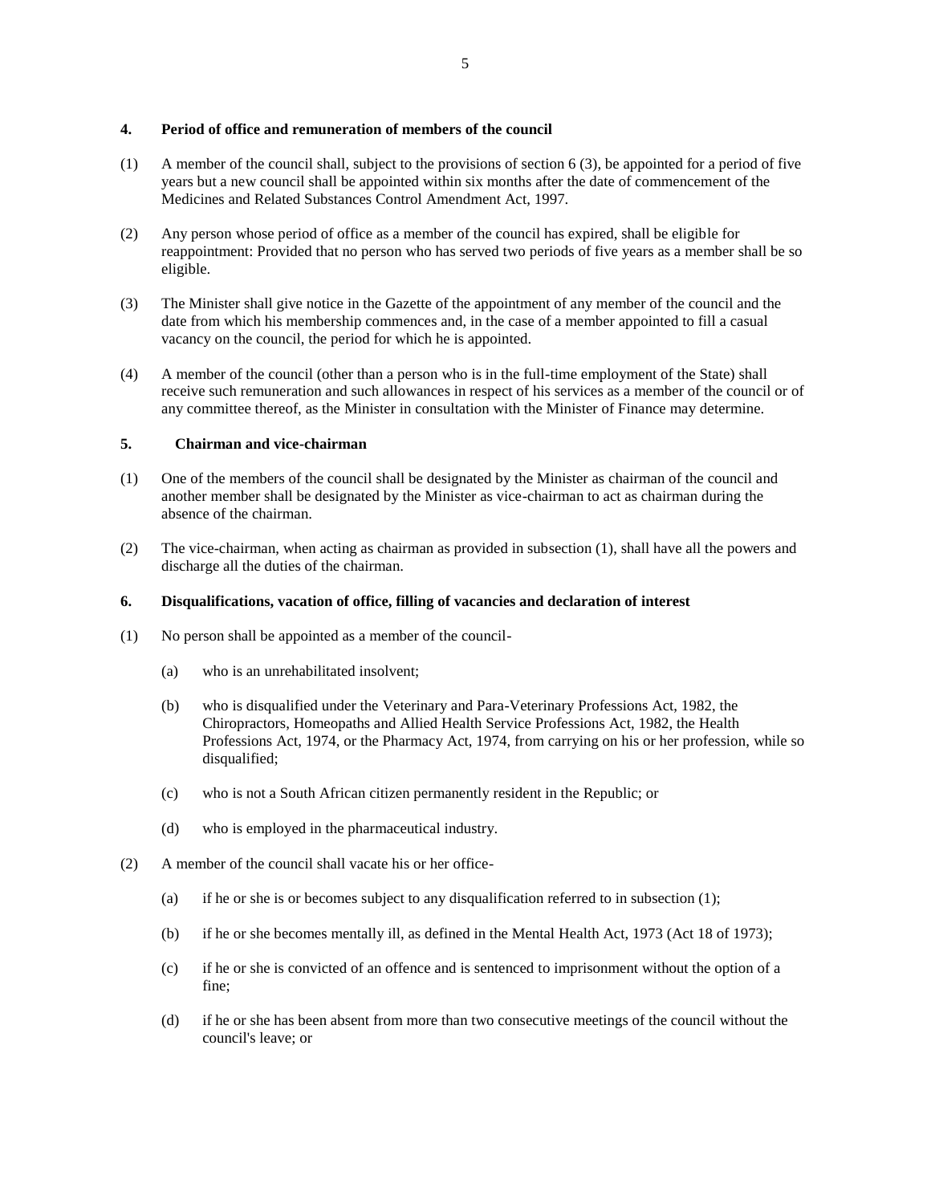### 4. Period of office and remuneration of members of the council

(1) A member of the council shall, subject to the provisions of section 6 (3), be appointed for a period of five years but a new council shall be appointed within six months after the date of commencement of the Medicines and Related Substances Control Amendment Act, 1997.

(2) Any person whose period of office as a member of the council has expired, shall be eligible for reappointment: Provided that no person who has served two periods of five years as a member shall be so eligible.

(3) The Minister shall give notice in the Gazette of the appointment of any member of the council and the date from which his membership commences and, in the case of a member appointed to fill a casual vacancy on the council, the period for which he is appointed.

(4) A member of the council (other than a person who is in the full-time employment of the State) shall receive such remuneration and such allowances in respect of his services as a member of the council or of any committee thereof, as the Minister in consultation with the Minister of Finance may determine.

### 5. Chairman and vice-chairman

(1) One of the members of the council shall be designated by the Minister as chairman of the council and another member shall be designated by the Minister as vice-chairman to act as chairman during the absence of the chairman.

(2) The vice-chairman, when acting as chairman as provided in subsection (1), shall have all the powers and discharge all the duties of the chairman.

### 6. Disqualifications, vacation of office, filling of vacancies and declaration of interest

(1) No person shall be appointed as a member of the council-

- (a) who is an unrehabilitated insolvent;
- (b) who is disqualified under the Veterinary and Para-Veterinary Professions Act, 1982, the Chiropractors, Homeopaths and Allied Health Service Professions Act, 1982, the Health Professions Act, 1974, or the Pharmacy Act, 1974, from carrying on his or her profession, while so disqualified;
- (c) who is not a South African citizen permanently resident in the Republic; or
- (d) who is employed in the pharmaceutical industry.

(2) A member of the council shall vacate his or her office-

- (a) if he or she is or becomes subject to any disqualification referred to in subsection (1);
- (b) if he or she becomes mentally ill, as defined in the Mental Health Act, 1973 (Act 18 of 1973);
- (c) if he or she is convicted of an offence and is sentenced to imprisonment without the option of a fine;
- (d) if he or she has been absent from more than two consecutive meetings of the council without the council's leave; or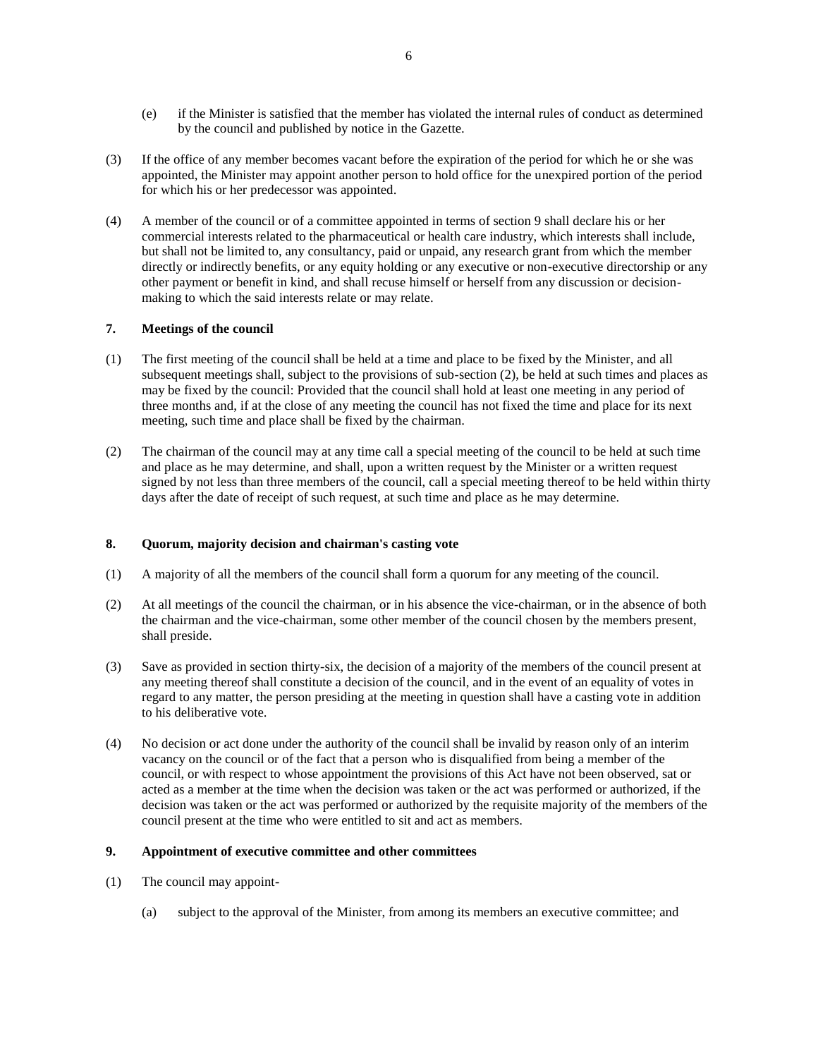(e) if the Minister is satisfied that the member has violated the internal rules of conduct as determined by the council and published by notice in the Gazette.

(3) If the office of any member becomes vacant before the expiration of the period for which he or she was appointed, the Minister may appoint another person to hold office for the unexpired portion of the period for which his or her predecessor was appointed.

(4) A member of the council or of a committee appointed in terms of section 9 shall declare his or her commercial interests related to the pharmaceutical or health care industry, which interests shall include, but shall not be limited to, any consultancy, paid or unpaid, any research grant from which the member directly or indirectly benefits, or any equity holding or any executive or non-executive directorship or any other payment or benefit in kind, and shall recuse himself or herself from any discussion or decision-making to which the said interests relate or may relate.

### 7. Meetings of the council

(1) The first meeting of the council shall be held at a time and place to be fixed by the Minister, and all subsequent meetings shall, subject to the provisions of sub-section (2), be held at such times and places as may be fixed by the council: Provided that the council shall hold at least one meeting in any period of three months and, if at the close of any meeting the council has not fixed the time and place for its next meeting, such time and place shall be fixed by the chairman.

(2) The chairman of the council may at any time call a special meeting of the council to be held at such time and place as he may determine, and shall, upon a written request by the Minister or a written request signed by not less than three members of the council, call a special meeting thereof to be held within thirty days after the date of receipt of such request, at such time and place as he may determine.

### 8. Quorum, majority decision and chairman's casting vote

(1) A majority of all the members of the council shall form a quorum for any meeting of the council.

(2) At all meetings of the council the chairman, or in his absence the vice-chairman, or in the absence of both the chairman and the vice-chairman, some other member of the council chosen by the members present, shall preside.

(3) Save as provided in section thirty-six, the decision of a majority of the members of the council present at any meeting thereof shall constitute a decision of the council, and in the event of an equality of votes in regard to any matter, the person presiding at the meeting in question shall have a casting vote in addition to his deliberative vote.

(4) No decision or act done under the authority of the council shall be invalid by reason only of an interim vacancy on the council or of the fact that a person who is disqualified from being a member of the council, or with respect to whose appointment the provisions of this Act have not been observed, sat or acted as a member at the time when the decision was taken or the act was performed or authorized, if the decision was taken or the act was performed or authorized by the requisite majority of the members of the council present at the time who were entitled to sit and act as members.

### 9. Appointment of executive committee and other committees

(1) The council may appoint-

(a) subject to the approval of the Minister, from among its members an executive committee; and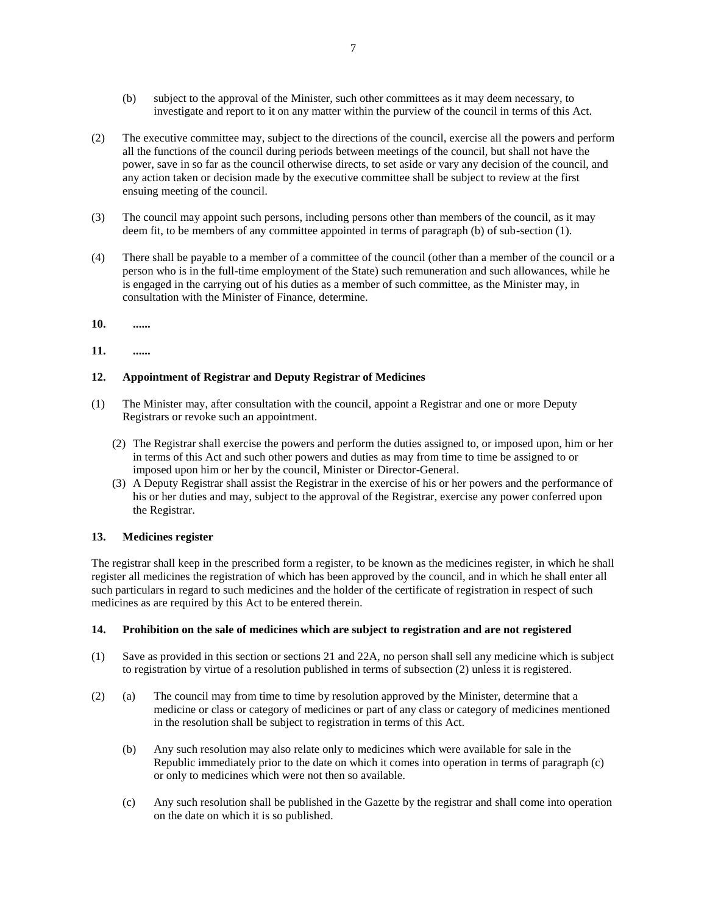(b) subject to the approval of the Minister, such other committees as it may deem necessary, to investigate and report to it on any matter within the purview of the council in terms of this Act.

(2) The executive committee may, subject to the directions of the council, exercise all the powers and perform all the functions of the council during periods between meetings of the council, but shall not have the power, save in so far as the council otherwise directs, to set aside or vary any decision of the council, and any action taken or decision made by the executive committee shall be subject to review at the first ensuing meeting of the council.

(3) The council may appoint such persons, including persons other than members of the council, as it may deem fit, to be members of any committee appointed in terms of paragraph (b) of sub-section (1).

(4) There shall be payable to a member of a committee of the council (other than a member of the council or a person who is in the full-time employment of the State) such remuneration and such allowances, while he is engaged in the carrying out of his duties as a member of such committee, as the Minister may, in consultation with the Minister of Finance, determine.

**10. ......**

**11. ......**

**12. Appointment of Registrar and Deputy Registrar of Medicines**

(1) The Minister may, after consultation with the council, appoint a Registrar and one or more Deputy Registrars or revoke such an appointment.

(2) The Registrar shall exercise the powers and perform the duties assigned to, or imposed upon, him or her in terms of this Act and such other powers and duties as may from time to time be assigned to or imposed upon him or her by the council, Minister or Director-General.

(3) A Deputy Registrar shall assist the Registrar in the exercise of his or her powers and the performance of his or her duties and may, subject to the approval of the Registrar, exercise any power conferred upon the Registrar.

**13. Medicines register**

The registrar shall keep in the prescribed form a register, to be known as the medicines register, in which he shall register all medicines the registration of which has been approved by the council, and in which he shall enter all such particulars in regard to such medicines and the holder of the certificate of registration in respect of such medicines as are required by this Act to be entered therein.

**14. Prohibition on the sale of medicines which are subject to registration and are not registered**

(1) Save as provided in this section or sections 21 and 22A, no person shall sell any medicine which is subject to registration by virtue of a resolution published in terms of subsection (2) unless it is registered.

(2) (a) The council may from time to time by resolution approved by the Minister, determine that a medicine or class or category of medicines or part of any class or category of medicines mentioned in the resolution shall be subject to registration in terms of this Act.

(b) Any such resolution may also relate only to medicines which were available for sale in the Republic immediately prior to the date on which it comes into operation in terms of paragraph (c) or only to medicines which were not then so available.

(c) Any such resolution shall be published in the Gazette by the registrar and shall come into operation on the date on which it is so published.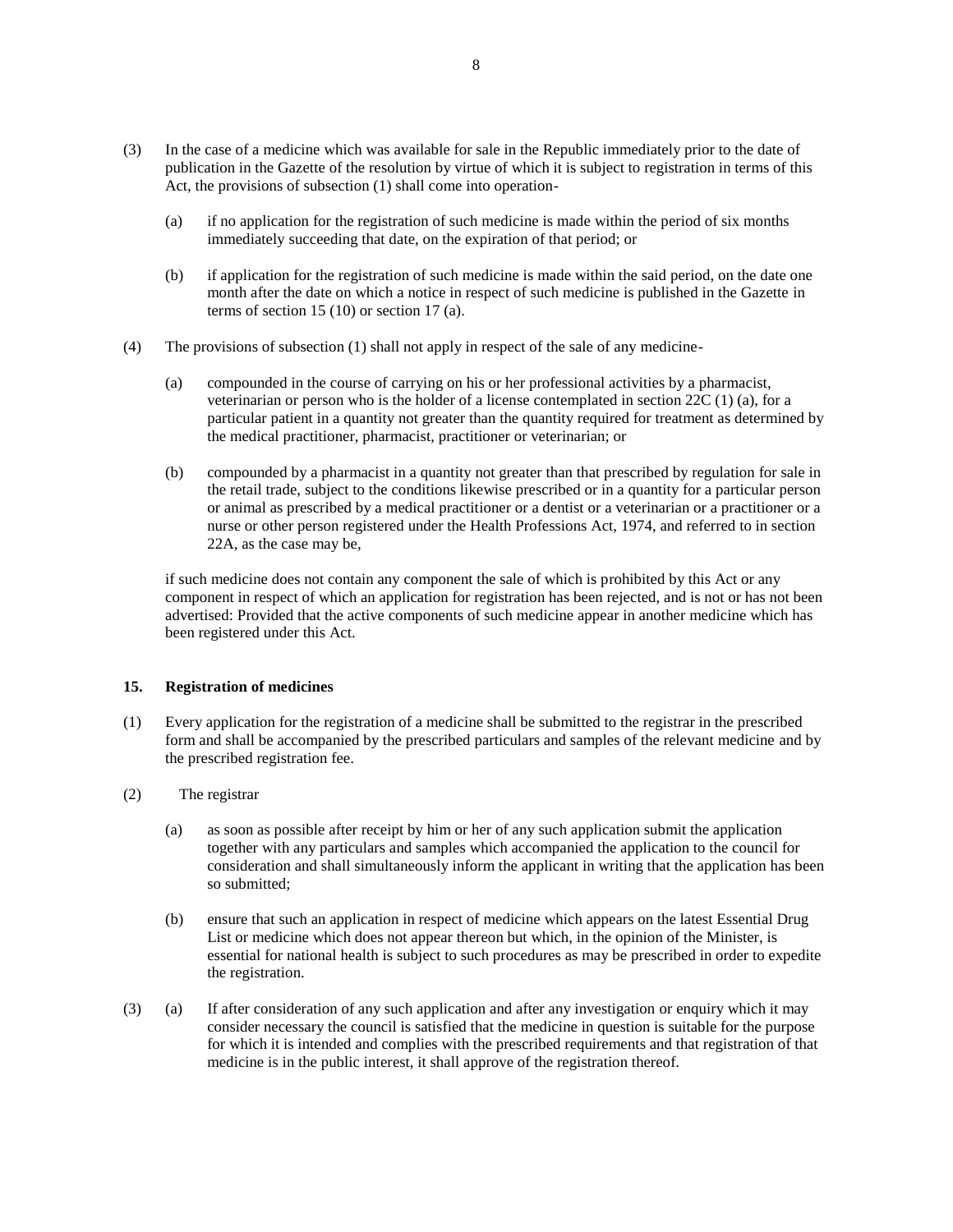(3) In the case of a medicine which was available for sale in the Republic immediately prior to the date of publication in the Gazette of the resolution by virtue of which it is subject to registration in terms of this Act, the provisions of subsection (1) shall come into operation-

(a) if no application for the registration of such medicine is made within the period of six months immediately succeeding that date, on the expiration of that period; or

(b) if application for the registration of such medicine is made within the said period, on the date one month after the date on which a notice in respect of such medicine is published in the Gazette in terms of section 15 (10) or section 17 (a).

(4) The provisions of subsection (1) shall not apply in respect of the sale of any medicine-

(a) compounded in the course of carrying on his or her professional activities by a pharmacist, veterinarian or person who is the holder of a license contemplated in section 22C (1) (a), for a particular patient in a quantity not greater than the quantity required for treatment as determined by the medical practitioner, pharmacist, practitioner or veterinarian; or

(b) compounded by a pharmacist in a quantity not greater than that prescribed by regulation for sale in the retail trade, subject to the conditions likewise prescribed or in a quantity for a particular person or animal as prescribed by a medical practitioner or a dentist or a veterinarian or a practitioner or a nurse or other person registered under the Health Professions Act, 1974, and referred to in section 22A, as the case may be,

if such medicine does not contain any component the sale of which is prohibited by this Act or any component in respect of which an application for registration has been rejected, and is not or has not been advertised: Provided that the active components of such medicine appear in another medicine which has been registered under this Act.

### 15. Registration of medicines

(1) Every application for the registration of a medicine shall be submitted to the registrar in the prescribed form and shall be accompanied by the prescribed particulars and samples of the relevant medicine and by the prescribed registration fee.

(2) The registrar

(a) as soon as possible after receipt by him or her of any such application submit the application together with any particulars and samples which accompanied the application to the council for consideration and shall simultaneously inform the applicant in writing that the application has been so submitted;

(b) ensure that such an application in respect of medicine which appears on the latest Essential Drug List or medicine which does not appear thereon but which, in the opinion of the Minister, is essential for national health is subject to such procedures as may be prescribed in order to expedite the registration.

(3) (a) If after consideration of any such application and after any investigation or enquiry which it may consider necessary the council is satisfied that the medicine in question is suitable for the purpose for which it is intended and complies with the prescribed requirements and that registration of that medicine is in the public interest, it shall approve of the registration thereof.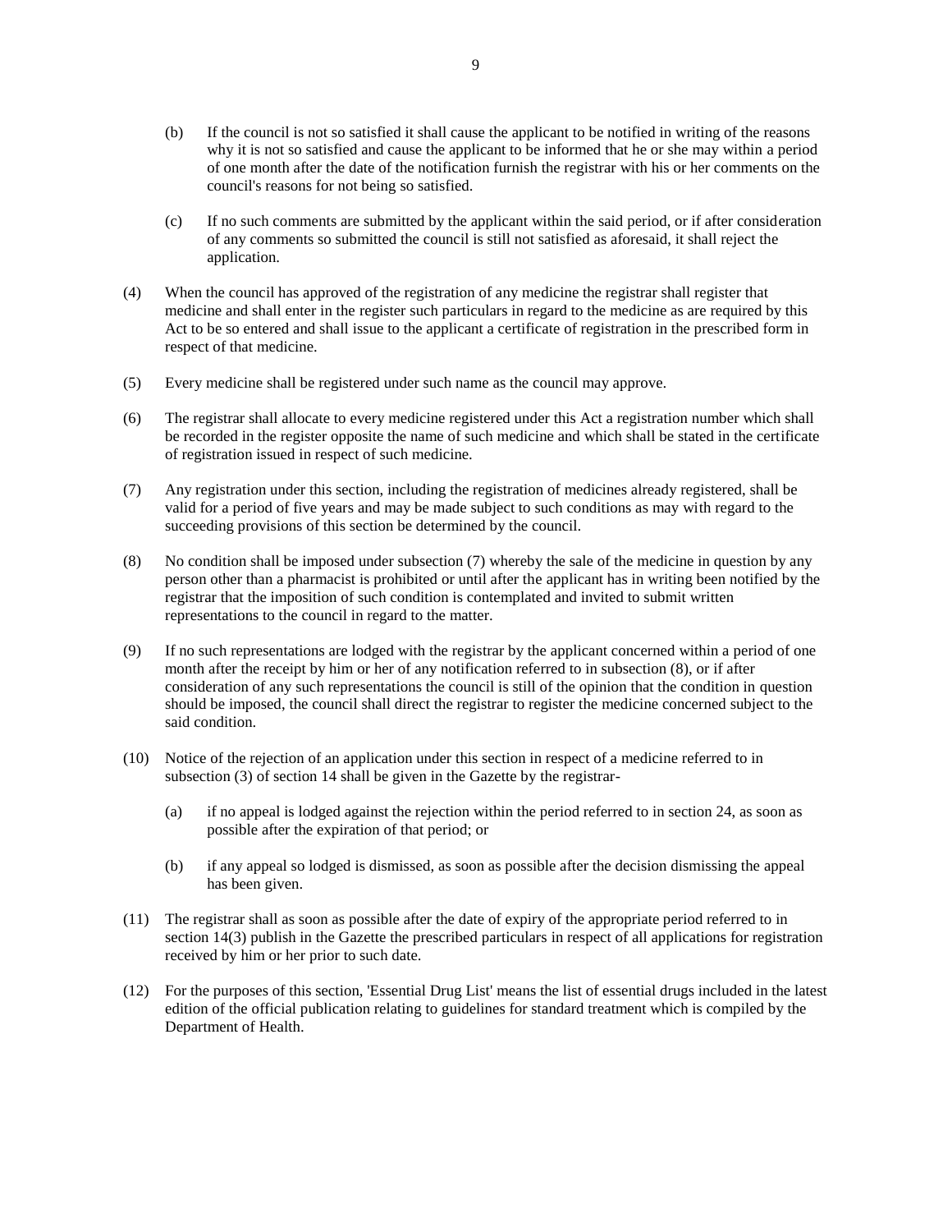(b) If the council is not so satisfied it shall cause the applicant to be notified in writing of the reasons why it is not so satisfied and cause the applicant to be informed that he or she may within a period of one month after the date of the notification furnish the registrar with his or her comments on the council's reasons for not being so satisfied.

(c) If no such comments are submitted by the applicant within the said period, or if after consideration of any comments so submitted the council is still not satisfied as aforesaid, it shall reject the application.

(4) When the council has approved of the registration of any medicine the registrar shall register that medicine and shall enter in the register such particulars in regard to the medicine as are required by this Act to be so entered and shall issue to the applicant a certificate of registration in the prescribed form in respect of that medicine.

(5) Every medicine shall be registered under such name as the council may approve.

(6) The registrar shall allocate to every medicine registered under this Act a registration number which shall be recorded in the register opposite the name of such medicine and which shall be stated in the certificate of registration issued in respect of such medicine.

(7) Any registration under this section, including the registration of medicines already registered, shall be valid for a period of five years and may be made subject to such conditions as may with regard to the succeeding provisions of this section be determined by the council.

(8) No condition shall be imposed under subsection (7) whereby the sale of the medicine in question by any person other than a pharmacist is prohibited or until after the applicant has in writing been notified by the registrar that the imposition of such condition is contemplated and invited to submit written representations to the council in regard to the matter.

(9) If no such representations are lodged with the registrar by the applicant concerned within a period of one month after the receipt by him or her of any notification referred to in subsection (8), or if after consideration of any such representations the council is still of the opinion that the condition in question should be imposed, the council shall direct the registrar to register the medicine concerned subject to the said condition.

(10) Notice of the rejection of an application under this section in respect of a medicine referred to in subsection (3) of section 14 shall be given in the Gazette by the registrar-

(a) if no appeal is lodged against the rejection within the period referred to in section 24, as soon as possible after the expiration of that period; or

(b) if any appeal so lodged is dismissed, as soon as possible after the decision dismissing the appeal has been given.

(11) The registrar shall as soon as possible after the date of expiry of the appropriate period referred to in section 14(3) publish in the Gazette the prescribed particulars in respect of all applications for registration received by him or her prior to such date.

(12) For the purposes of this section, 'Essential Drug List' means the list of essential drugs included in the latest edition of the official publication relating to guidelines for standard treatment which is compiled by the Department of Health.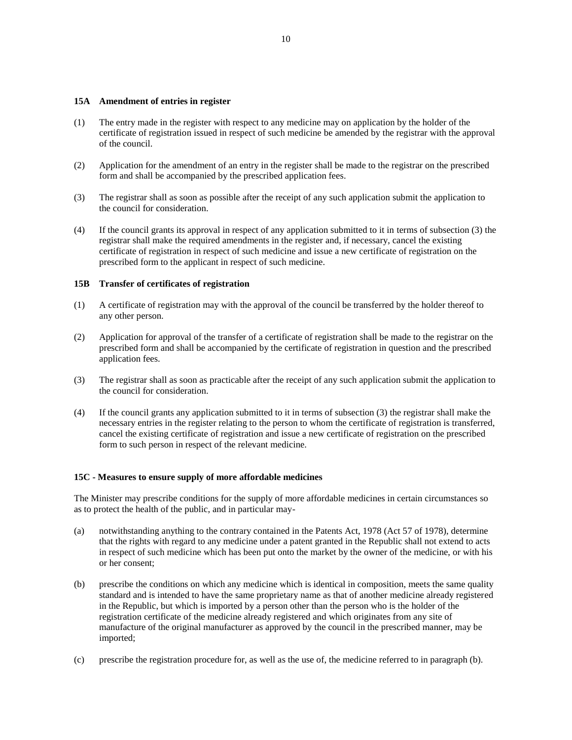### 15A Amendment of entries in register

(1) The entry made in the register with respect to any medicine may on application by the holder of the certificate of registration issued in respect of such medicine be amended by the registrar with the approval of the council.

(2) Application for the amendment of an entry in the register shall be made to the registrar on the prescribed form and shall be accompanied by the prescribed application fees.

(3) The registrar shall as soon as possible after the receipt of any such application submit the application to the council for consideration.

(4) If the council grants its approval in respect of any application submitted to it in terms of subsection (3) the registrar shall make the required amendments in the register and, if necessary, cancel the existing certificate of registration in respect of such medicine and issue a new certificate of registration on the prescribed form to the applicant in respect of such medicine.

### 15B Transfer of certificates of registration

(1) A certificate of registration may with the approval of the council be transferred by the holder thereof to any other person.

(2) Application for approval of the transfer of a certificate of registration shall be made to the registrar on the prescribed form and shall be accompanied by the certificate of registration in question and the prescribed application fees.

(3) The registrar shall as soon as practicable after the receipt of any such application submit the application to the council for consideration.

(4) If the council grants any application submitted to it in terms of subsection (3) the registrar shall make the necessary entries in the register relating to the person to whom the certificate of registration is transferred, cancel the existing certificate of registration and issue a new certificate of registration on the prescribed form to such person in respect of the relevant medicine.

### 15C - Measures to ensure supply of more affordable medicines

The Minister may prescribe conditions for the supply of more affordable medicines in certain circumstances so as to protect the health of the public, and in particular may-

(a) notwithstanding anything to the contrary contained in the Patents Act, 1978 (Act 57 of 1978), determine that the rights with regard to any medicine under a patent granted in the Republic shall not extend to acts in respect of such medicine which has been put onto the market by the owner of the medicine, or with his or her consent;

(b) prescribe the conditions on which any medicine which is identical in composition, meets the same quality standard and is intended to have the same proprietary name as that of another medicine already registered in the Republic, but which is imported by a person other than the person who is the holder of the registration certificate of the medicine already registered and which originates from any site of manufacture of the original manufacturer as approved by the council in the prescribed manner, may be imported;

(c) prescribe the registration procedure for, as well as the use of, the medicine referred to in paragraph (b).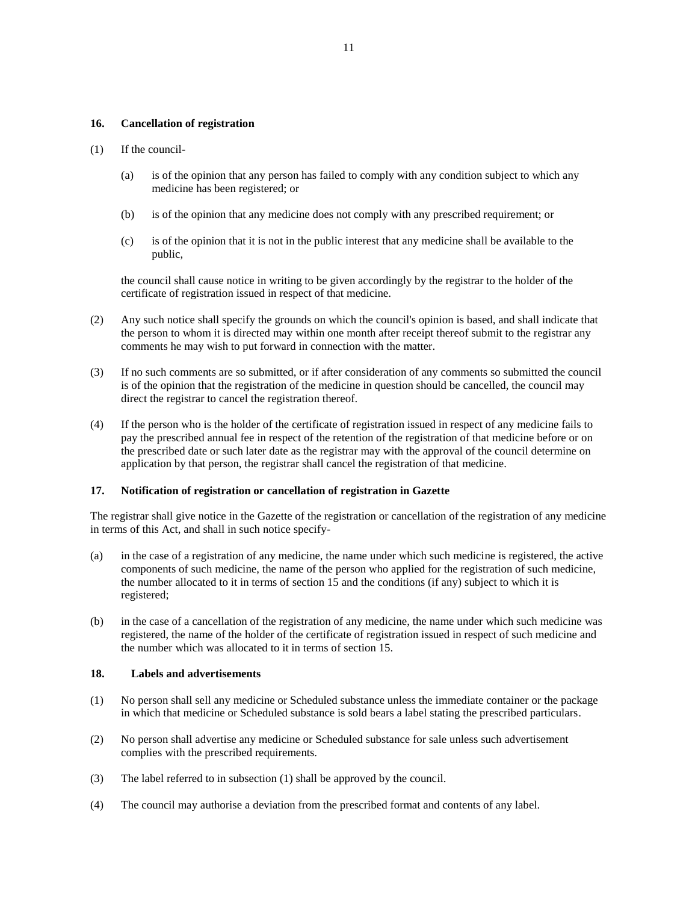### 16. Cancellation of registration

(1) If the council-

  (a) is of the opinion that any person has failed to comply with any condition subject to which any medicine has been registered; or

  (b) is of the opinion that any medicine does not comply with any prescribed requirement; or

  (c) is of the opinion that it is not in the public interest that any medicine shall be available to the public,

  the council shall cause notice in writing to be given accordingly by the registrar to the holder of the certificate of registration issued in respect of that medicine.

(2) Any such notice shall specify the grounds on which the council's opinion is based, and shall indicate that the person to whom it is directed may within one month after receipt thereof submit to the registrar any comments he may wish to put forward in connection with the matter.

(3) If no such comments are so submitted, or if after consideration of any comments so submitted the council is of the opinion that the registration of the medicine in question should be cancelled, the council may direct the registrar to cancel the registration thereof.

(4) If the person who is the holder of the certificate of registration issued in respect of any medicine fails to pay the prescribed annual fee in respect of the retention of the registration of that medicine before or on the prescribed date or such later date as the registrar may with the approval of the council determine on application by that person, the registrar shall cancel the registration of that medicine.

### 17. Notification of registration or cancellation of registration in Gazette

The registrar shall give notice in the Gazette of the registration or cancellation of the registration of any medicine in terms of this Act, and shall in such notice specify-

(a) in the case of a registration of any medicine, the name under which such medicine is registered, the active components of such medicine, the name of the person who applied for the registration of such medicine, the number allocated to it in terms of section 15 and the conditions (if any) subject to which it is registered;

(b) in the case of a cancellation of the registration of any medicine, the name under which such medicine was registered, the name of the holder of the certificate of registration issued in respect of such medicine and the number which was allocated to it in terms of section 15.

### 18. Labels and advertisements

(1) No person shall sell any medicine or Scheduled substance unless the immediate container or the package in which that medicine or Scheduled substance is sold bears a label stating the prescribed particulars.

(2) No person shall advertise any medicine or Scheduled substance for sale unless such advertisement complies with the prescribed requirements.

(3) The label referred to in subsection (1) shall be approved by the council.

(4) The council may authorise a deviation from the prescribed format and contents of any label.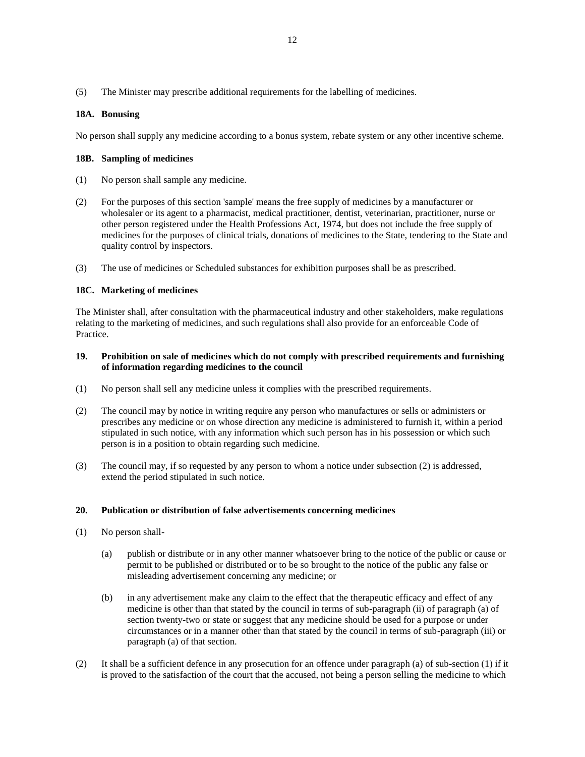(5) The Minister may prescribe additional requirements for the labelling of medicines.

### 18A. Bonusing

No person shall supply any medicine according to a bonus system, rebate system or any other incentive scheme.

### 18B. Sampling of medicines

(1) No person shall sample any medicine.

(2) For the purposes of this section 'sample' means the free supply of medicines by a manufacturer or wholesaler or its agent to a pharmacist, medical practitioner, dentist, veterinarian, practitioner, nurse or other person registered under the Health Professions Act, 1974, but does not include the free supply of medicines for the purposes of clinical trials, donations of medicines to the State, tendering to the State and quality control by inspectors.

(3) The use of medicines or Scheduled substances for exhibition purposes shall be as prescribed.

### 18C. Marketing of medicines

The Minister shall, after consultation with the pharmaceutical industry and other stakeholders, make regulations relating to the marketing of medicines, and such regulations shall also provide for an enforceable Code of Practice.

### 19. Prohibition on sale of medicines which do not comply with prescribed requirements and furnishing of information regarding medicines to the council

(1) No person shall sell any medicine unless it complies with the prescribed requirements.

(2) The council may by notice in writing require any person who manufactures or sells or administers or prescribes any medicine or on whose direction any medicine is administered to furnish it, within a period stipulated in such notice, with any information which such person has in his possession or which such person is in a position to obtain regarding such medicine.

(3) The council may, if so requested by any person to whom a notice under subsection (2) is addressed, extend the period stipulated in such notice.

### 20. Publication or distribution of false advertisements concerning medicines

(1) No person shall-

  (a) publish or distribute or in any other manner whatsoever bring to the notice of the public or cause or permit to be published or distributed or to be so brought to the notice of the public any false or misleading advertisement concerning any medicine; or

  (b) in any advertisement make any claim to the effect that the therapeutic efficacy and effect of any medicine is other than that stated by the council in terms of sub-paragraph (ii) of paragraph (a) of section twenty-two or state or suggest that any medicine should be used for a purpose or under circumstances or in a manner other than that stated by the council in terms of sub-paragraph (iii) or paragraph (a) of that section.

(2) It shall be a sufficient defence in any prosecution for an offence under paragraph (a) of sub-section (1) if it is proved to the satisfaction of the court that the accused, not being a person selling the medicine to which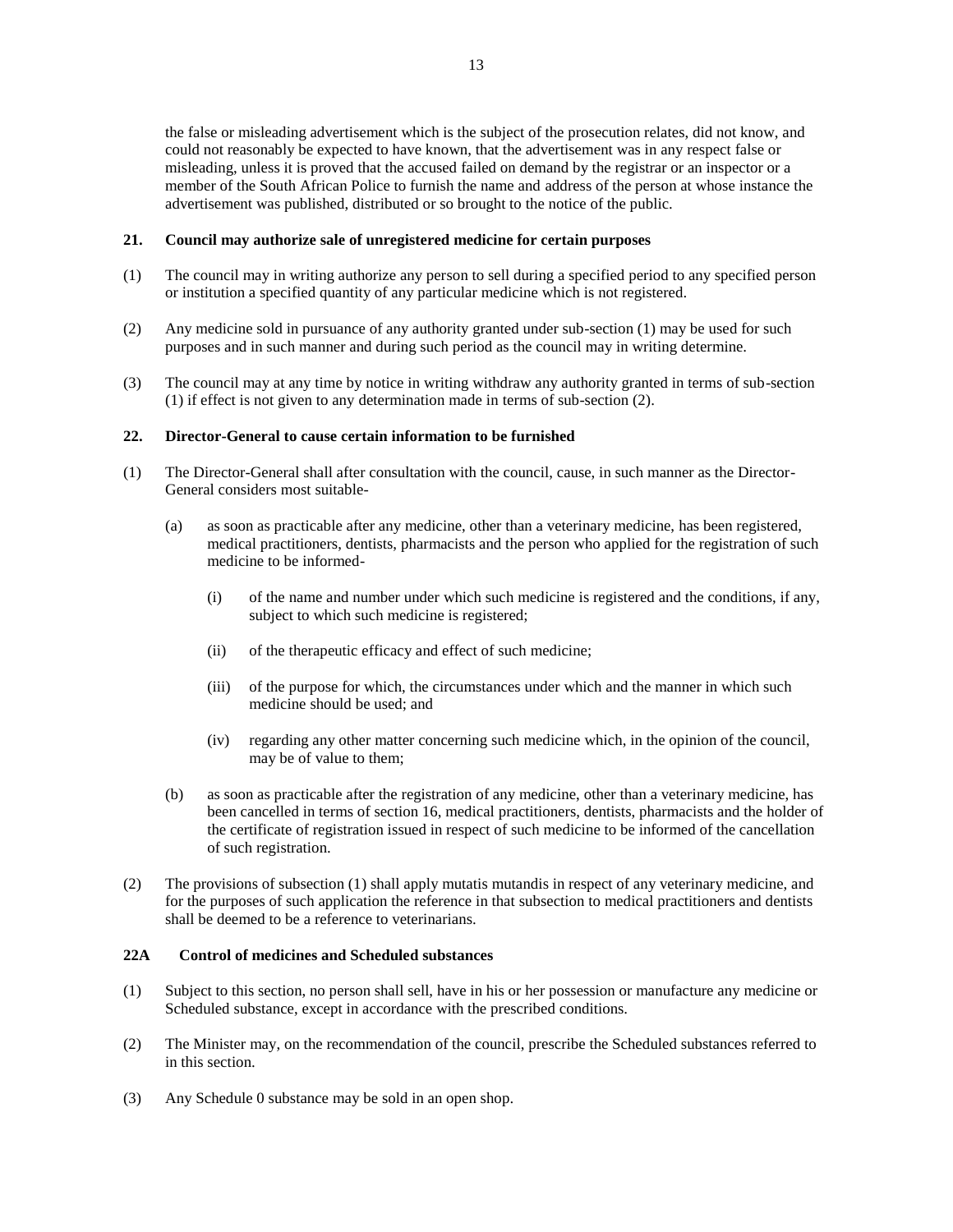the false or misleading advertisement which is the subject of the prosecution relates, did not know, and could not reasonably be expected to have known, that the advertisement was in any respect false or misleading, unless it is proved that the accused failed on demand by the registrar or an inspector or a member of the South African Police to furnish the name and address of the person at whose instance the advertisement was published, distributed or so brought to the notice of the public.

**21. Council may authorize sale of unregistered medicine for certain purposes**

(1) The council may in writing authorize any person to sell during a specified period to any specified person or institution a specified quantity of any particular medicine which is not registered.

(2) Any medicine sold in pursuance of any authority granted under sub-section (1) may be used for such purposes and in such manner and during such period as the council may in writing determine.

(3) The council may at any time by notice in writing withdraw any authority granted in terms of sub-section (1) if effect is not given to any determination made in terms of sub-section (2).

**22. Director-General to cause certain information to be furnished**

(1) The Director-General shall after consultation with the council, cause, in such manner as the Director-General considers most suitable-

(a) as soon as practicable after any medicine, other than a veterinary medicine, has been registered, medical practitioners, dentists, pharmacists and the person who applied for the registration of such medicine to be informed-

(i) of the name and number under which such medicine is registered and the conditions, if any, subject to which such medicine is registered;

(ii) of the therapeutic efficacy and effect of such medicine;

(iii) of the purpose for which, the circumstances under which and the manner in which such medicine should be used; and

(iv) regarding any other matter concerning such medicine which, in the opinion of the council, may be of value to them;

(b) as soon as practicable after the registration of any medicine, other than a veterinary medicine, has been cancelled in terms of section 16, medical practitioners, dentists, pharmacists and the holder of the certificate of registration issued in respect of such medicine to be informed of the cancellation of such registration.

(2) The provisions of subsection (1) shall apply mutatis mutandis in respect of any veterinary medicine, and for the purposes of such application the reference in that subsection to medical practitioners and dentists shall be deemed to be a reference to veterinarians.

**22A Control of medicines and Scheduled substances**

(1) Subject to this section, no person shall sell, have in his or her possession or manufacture any medicine or Scheduled substance, except in accordance with the prescribed conditions.

(2) The Minister may, on the recommendation of the council, prescribe the Scheduled substances referred to in this section.

(3) Any Schedule 0 substance may be sold in an open shop.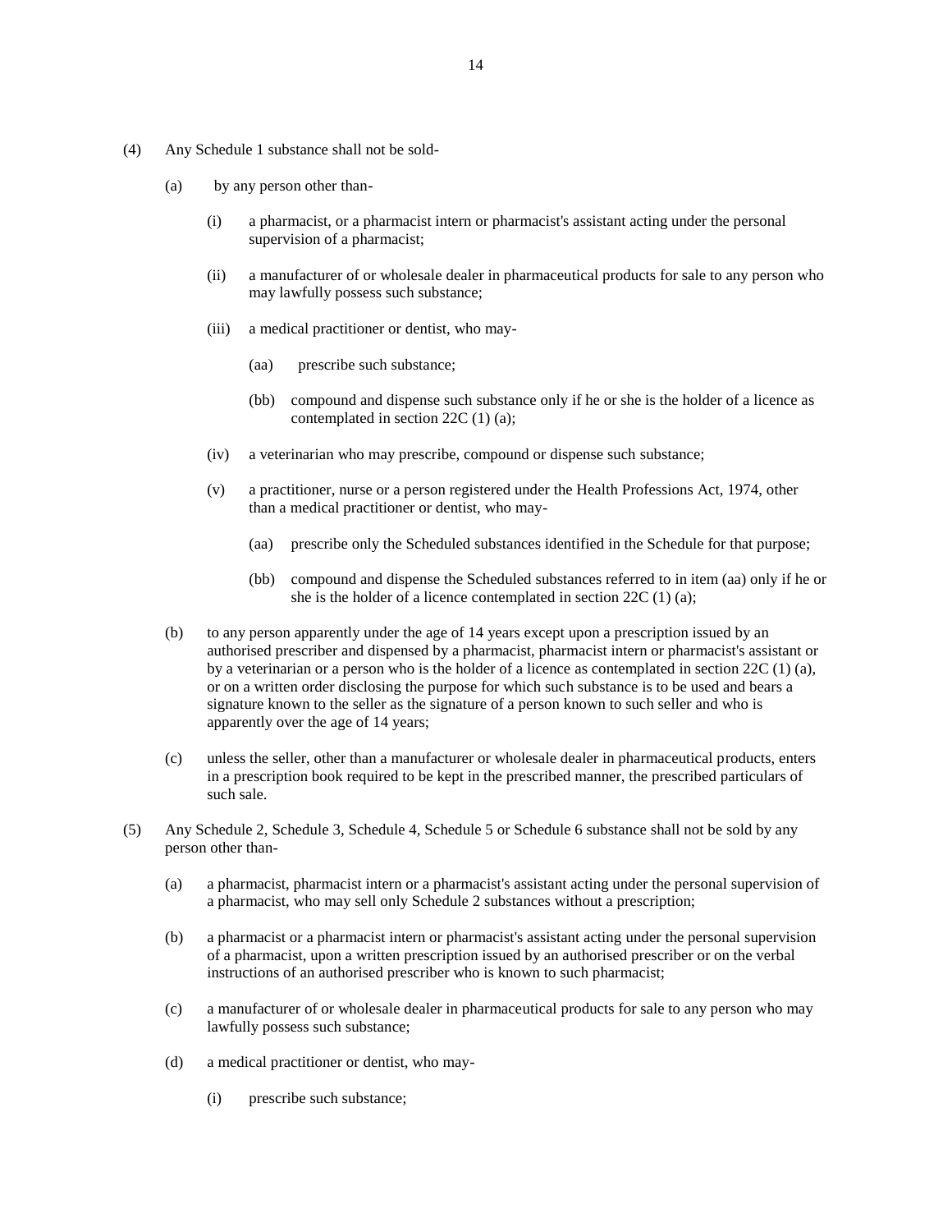(4) Any Schedule 1 substance shall not be sold-

(a) by any person other than-

(i) a pharmacist, or a pharmacist intern or pharmacist's assistant acting under the personal supervision of a pharmacist;

(ii) a manufacturer of or wholesale dealer in pharmaceutical products for sale to any person who may lawfully possess such substance;

(iii) a medical practitioner or dentist, who may-

(aa) prescribe such substance;

(bb) compound and dispense such substance only if he or she is the holder of a licence as contemplated in section 22C (1) (a);

(iv) a veterinarian who may prescribe, compound or dispense such substance;

(v) a practitioner, nurse or a person registered under the Health Professions Act, 1974, other than a medical practitioner or dentist, who may-

(aa) prescribe only the Scheduled substances identified in the Schedule for that purpose;

(bb) compound and dispense the Scheduled substances referred to in item (aa) only if he or she is the holder of a licence contemplated in section 22C (1) (a);

(b) to any person apparently under the age of 14 years except upon a prescription issued by an authorised prescriber and dispensed by a pharmacist, pharmacist intern or pharmacist's assistant or by a veterinarian or a person who is the holder of a licence as contemplated in section 22C (1) (a), or on a written order disclosing the purpose for which such substance is to be used and bears a signature known to the seller as the signature of a person known to such seller and who is apparently over the age of 14 years;

(c) unless the seller, other than a manufacturer or wholesale dealer in pharmaceutical products, enters in a prescription book required to be kept in the prescribed manner, the prescribed particulars of such sale.

(5) Any Schedule 2, Schedule 3, Schedule 4, Schedule 5 or Schedule 6 substance shall not be sold by any person other than-

(a) a pharmacist, pharmacist intern or a pharmacist's assistant acting under the personal supervision of a pharmacist, who may sell only Schedule 2 substances without a prescription;

(b) a pharmacist or a pharmacist intern or pharmacist's assistant acting under the personal supervision of a pharmacist, upon a written prescription issued by an authorised prescriber or on the verbal instructions of an authorised prescriber who is known to such pharmacist;

(c) a manufacturer of or wholesale dealer in pharmaceutical products for sale to any person who may lawfully possess such substance;

(d) a medical practitioner or dentist, who may-

(i) prescribe such substance;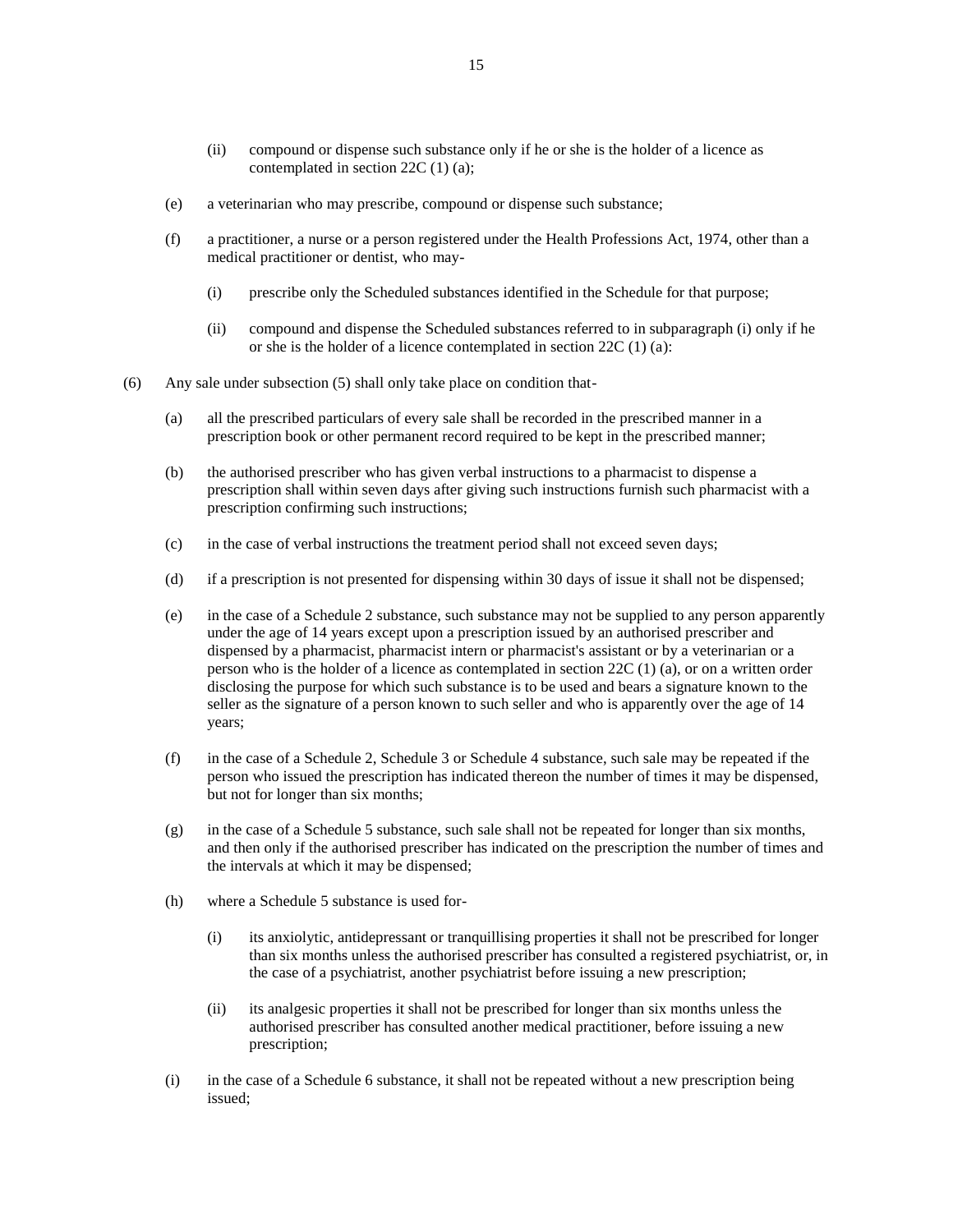(ii) compound or dispense such substance only if he or she is the holder of a licence as contemplated in section 22C (1) (a);

(e) a veterinarian who may prescribe, compound or dispense such substance;

(f) a practitioner, a nurse or a person registered under the Health Professions Act, 1974, other than a medical practitioner or dentist, who may-

(i) prescribe only the Scheduled substances identified in the Schedule for that purpose;

(ii) compound and dispense the Scheduled substances referred to in subparagraph (i) only if he or she is the holder of a licence contemplated in section 22C (1) (a):

(6) Any sale under subsection (5) shall only take place on condition that-

(a) all the prescribed particulars of every sale shall be recorded in the prescribed manner in a prescription book or other permanent record required to be kept in the prescribed manner;

(b) the authorised prescriber who has given verbal instructions to a pharmacist to dispense a prescription shall within seven days after giving such instructions furnish such pharmacist with a prescription confirming such instructions;

(c) in the case of verbal instructions the treatment period shall not exceed seven days;

(d) if a prescription is not presented for dispensing within 30 days of issue it shall not be dispensed;

(e) in the case of a Schedule 2 substance, such substance may not be supplied to any person apparently under the age of 14 years except upon a prescription issued by an authorised prescriber and dispensed by a pharmacist, pharmacist intern or pharmacist's assistant or by a veterinarian or a person who is the holder of a licence as contemplated in section 22C (1) (a), or on a written order disclosing the purpose for which such substance is to be used and bears a signature known to the seller as the signature of a person known to such seller and who is apparently over the age of 14 years;

(f) in the case of a Schedule 2, Schedule 3 or Schedule 4 substance, such sale may be repeated if the person who issued the prescription has indicated thereon the number of times it may be dispensed, but not for longer than six months;

(g) in the case of a Schedule 5 substance, such sale shall not be repeated for longer than six months, and then only if the authorised prescriber has indicated on the prescription the number of times and the intervals at which it may be dispensed;

(h) where a Schedule 5 substance is used for-

(i) its anxiolytic, antidepressant or tranquillising properties it shall not be prescribed for longer than six months unless the authorised prescriber has consulted a registered psychiatrist, or, in the case of a psychiatrist, another psychiatrist before issuing a new prescription;

(ii) its analgesic properties it shall not be prescribed for longer than six months unless the authorised prescriber has consulted another medical practitioner, before issuing a new prescription;

(i) in the case of a Schedule 6 substance, it shall not be repeated without a new prescription being issued;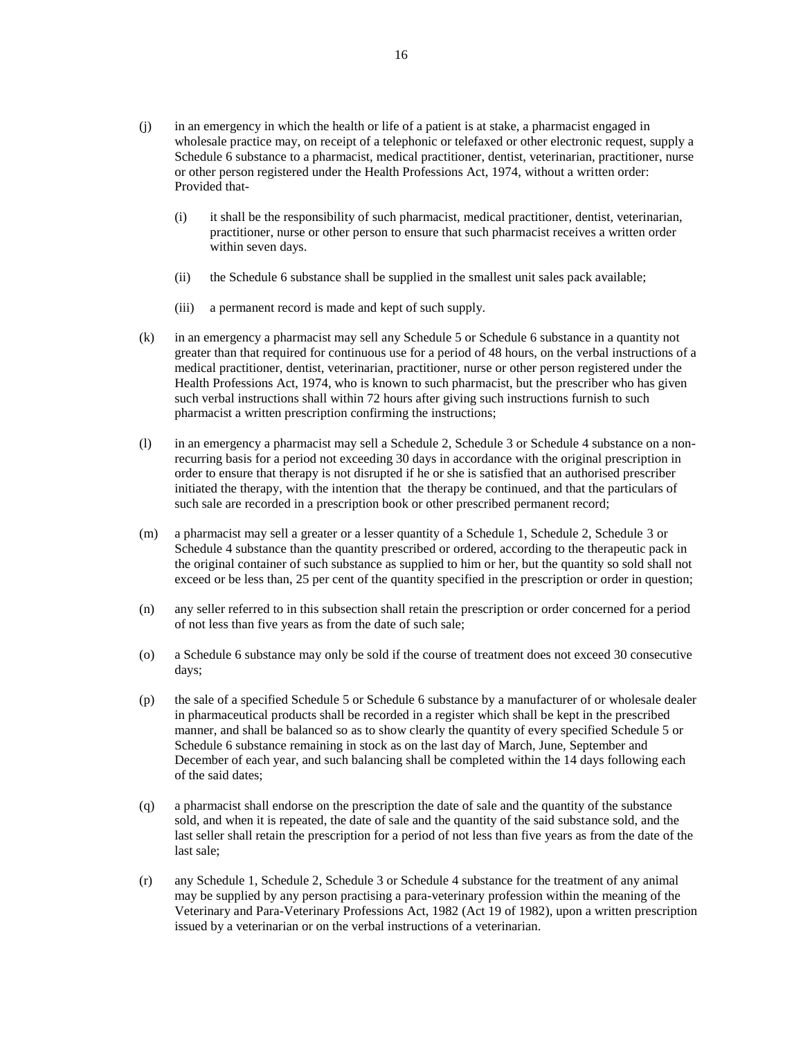(j) in an emergency in which the health or life of a patient is at stake, a pharmacist engaged in wholesale practice may, on receipt of a telephonic or telefaxed or other electronic request, supply a Schedule 6 substance to a pharmacist, medical practitioner, dentist, veterinarian, practitioner, nurse or other person registered under the Health Professions Act, 1974, without a written order: Provided that-

    (i) it shall be the responsibility of such pharmacist, medical practitioner, dentist, veterinarian, practitioner, nurse or other person to ensure that such pharmacist receives a written order within seven days.

    (ii) the Schedule 6 substance shall be supplied in the smallest unit sales pack available;

    (iii) a permanent record is made and kept of such supply.

(k) in an emergency a pharmacist may sell any Schedule 5 or Schedule 6 substance in a quantity not greater than that required for continuous use for a period of 48 hours, on the verbal instructions of a medical practitioner, dentist, veterinarian, practitioner, nurse or other person registered under the Health Professions Act, 1974, who is known to such pharmacist, but the prescriber who has given such verbal instructions shall within 72 hours after giving such instructions furnish to such pharmacist a written prescription confirming the instructions;

(l) in an emergency a pharmacist may sell a Schedule 2, Schedule 3 or Schedule 4 substance on a non-recurring basis for a period not exceeding 30 days in accordance with the original prescription in order to ensure that therapy is not disrupted if he or she is satisfied that an authorised prescriber initiated the therapy, with the intention that the therapy be continued, and that the particulars of such sale are recorded in a prescription book or other prescribed permanent record;

(m) a pharmacist may sell a greater or a lesser quantity of a Schedule 1, Schedule 2, Schedule 3 or Schedule 4 substance than the quantity prescribed or ordered, according to the therapeutic pack in the original container of such substance as supplied to him or her, but the quantity so sold shall not exceed or be less than, 25 per cent of the quantity specified in the prescription or order in question;

(n) any seller referred to in this subsection shall retain the prescription or order concerned for a period of not less than five years as from the date of such sale;

(o) a Schedule 6 substance may only be sold if the course of treatment does not exceed 30 consecutive days;

(p) the sale of a specified Schedule 5 or Schedule 6 substance by a manufacturer of or wholesale dealer in pharmaceutical products shall be recorded in a register which shall be kept in the prescribed manner, and shall be balanced so as to show clearly the quantity of every specified Schedule 5 or Schedule 6 substance remaining in stock as on the last day of March, June, September and December of each year, and such balancing shall be completed within the 14 days following each of the said dates;

(q) a pharmacist shall endorse on the prescription the date of sale and the quantity of the substance sold, and when it is repeated, the date of sale and the quantity of the said substance sold, and the last seller shall retain the prescription for a period of not less than five years as from the date of the last sale;

(r) any Schedule 1, Schedule 2, Schedule 3 or Schedule 4 substance for the treatment of any animal may be supplied by any person practising a para-veterinary profession within the meaning of the Veterinary and Para-Veterinary Professions Act, 1982 (Act 19 of 1982), upon a written prescription issued by a veterinarian or on the verbal instructions of a veterinarian.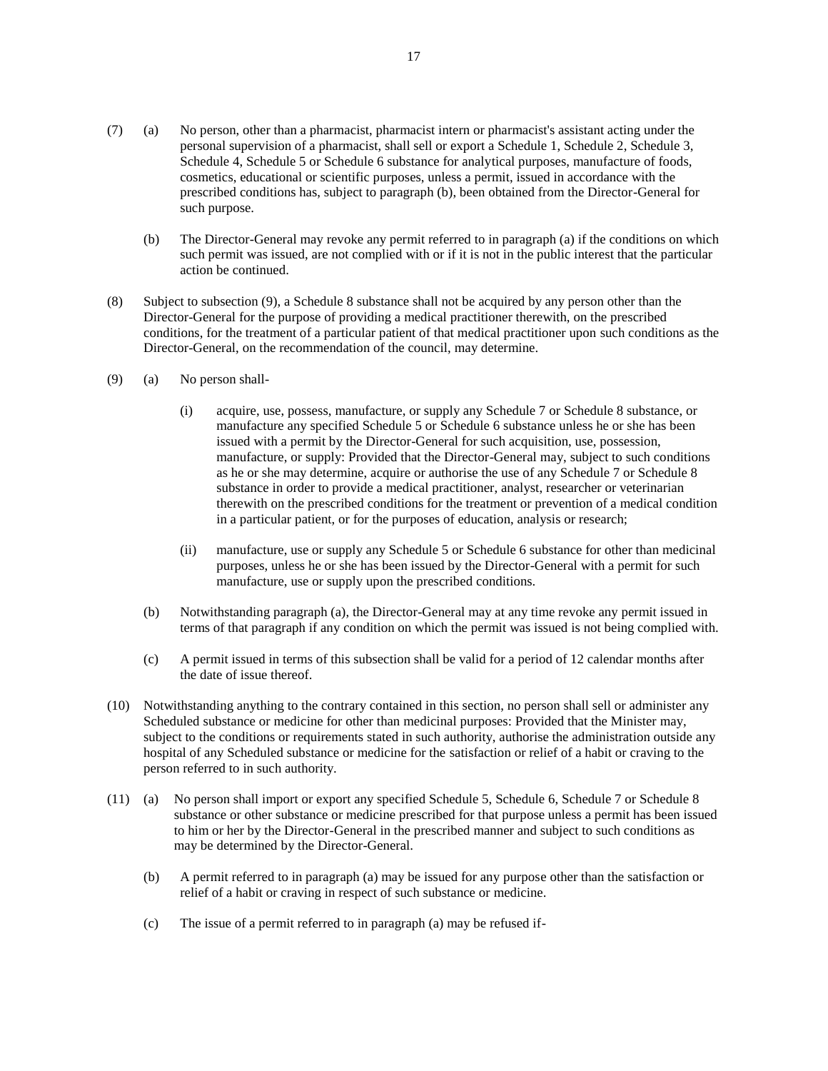(7) (a) No person, other than a pharmacist, pharmacist intern or pharmacist's assistant acting under the personal supervision of a pharmacist, shall sell or export a Schedule 1, Schedule 2, Schedule 3, Schedule 4, Schedule 5 or Schedule 6 substance for analytical purposes, manufacture of foods, cosmetics, educational or scientific purposes, unless a permit, issued in accordance with the prescribed conditions has, subject to paragraph (b), been obtained from the Director-General for such purpose.

(b) The Director-General may revoke any permit referred to in paragraph (a) if the conditions on which such permit was issued, are not complied with or if it is not in the public interest that the particular action be continued.

(8) Subject to subsection (9), a Schedule 8 substance shall not be acquired by any person other than the Director-General for the purpose of providing a medical practitioner therewith, on the prescribed conditions, for the treatment of a particular patient of that medical practitioner upon such conditions as the Director-General, on the recommendation of the council, may determine.

(9) (a) No person shall-

(i) acquire, use, possess, manufacture, or supply any Schedule 7 or Schedule 8 substance, or manufacture any specified Schedule 5 or Schedule 6 substance unless he or she has been issued with a permit by the Director-General for such acquisition, use, possession, manufacture, or supply: Provided that the Director-General may, subject to such conditions as he or she may determine, acquire or authorise the use of any Schedule 7 or Schedule 8 substance in order to provide a medical practitioner, analyst, researcher or veterinarian therewith on the prescribed conditions for the treatment or prevention of a medical condition in a particular patient, or for the purposes of education, analysis or research;

(ii) manufacture, use or supply any Schedule 5 or Schedule 6 substance for other than medicinal purposes, unless he or she has been issued by the Director-General with a permit for such manufacture, use or supply upon the prescribed conditions.

(b) Notwithstanding paragraph (a), the Director-General may at any time revoke any permit issued in terms of that paragraph if any condition on which the permit was issued is not being complied with.

(c) A permit issued in terms of this subsection shall be valid for a period of 12 calendar months after the date of issue thereof.

(10) Notwithstanding anything to the contrary contained in this section, no person shall sell or administer any Scheduled substance or medicine for other than medicinal purposes: Provided that the Minister may, subject to the conditions or requirements stated in such authority, authorise the administration outside any hospital of any Scheduled substance or medicine for the satisfaction or relief of a habit or craving to the person referred to in such authority.

(11) (a) No person shall import or export any specified Schedule 5, Schedule 6, Schedule 7 or Schedule 8 substance or other substance or medicine prescribed for that purpose unless a permit has been issued to him or her by the Director-General in the prescribed manner and subject to such conditions as may be determined by the Director-General.

(b) A permit referred to in paragraph (a) may be issued for any purpose other than the satisfaction or relief of a habit or craving in respect of such substance or medicine.

(c) The issue of a permit referred to in paragraph (a) may be refused if-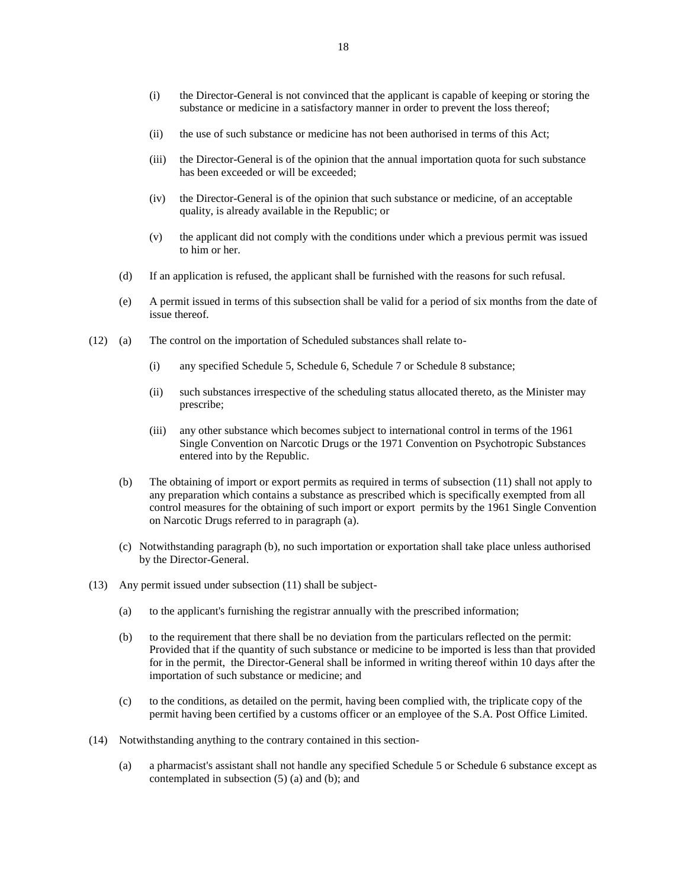(i) the Director-General is not convinced that the applicant is capable of keeping or storing the substance or medicine in a satisfactory manner in order to prevent the loss thereof;

(ii) the use of such substance or medicine has not been authorised in terms of this Act;

(iii) the Director-General is of the opinion that the annual importation quota for such substance has been exceeded or will be exceeded;

(iv) the Director-General is of the opinion that such substance or medicine, of an acceptable quality, is already available in the Republic; or

(v) the applicant did not comply with the conditions under which a previous permit was issued to him or her.

(d) If an application is refused, the applicant shall be furnished with the reasons for such refusal.

(e) A permit issued in terms of this subsection shall be valid for a period of six months from the date of issue thereof.

(12) (a) The control on the importation of Scheduled substances shall relate to-

(i) any specified Schedule 5, Schedule 6, Schedule 7 or Schedule 8 substance;

(ii) such substances irrespective of the scheduling status allocated thereto, as the Minister may prescribe;

(iii) any other substance which becomes subject to international control in terms of the 1961 Single Convention on Narcotic Drugs or the 1971 Convention on Psychotropic Substances entered into by the Republic.

(b) The obtaining of import or export permits as required in terms of subsection (11) shall not apply to any preparation which contains a substance as prescribed which is specifically exempted from all control measures for the obtaining of such import or export permits by the 1961 Single Convention on Narcotic Drugs referred to in paragraph (a).

(c) Notwithstanding paragraph (b), no such importation or exportation shall take place unless authorised by the Director-General.

(13) Any permit issued under subsection (11) shall be subject-

(a) to the applicant's furnishing the registrar annually with the prescribed information;

(b) to the requirement that there shall be no deviation from the particulars reflected on the permit: Provided that if the quantity of such substance or medicine to be imported is less than that provided for in the permit, the Director-General shall be informed in writing thereof within 10 days after the importation of such substance or medicine; and

(c) to the conditions, as detailed on the permit, having been complied with, the triplicate copy of the permit having been certified by a customs officer or an employee of the S.A. Post Office Limited.

(14) Notwithstanding anything to the contrary contained in this section-

(a) a pharmacist's assistant shall not handle any specified Schedule 5 or Schedule 6 substance except as contemplated in subsection (5) (a) and (b); and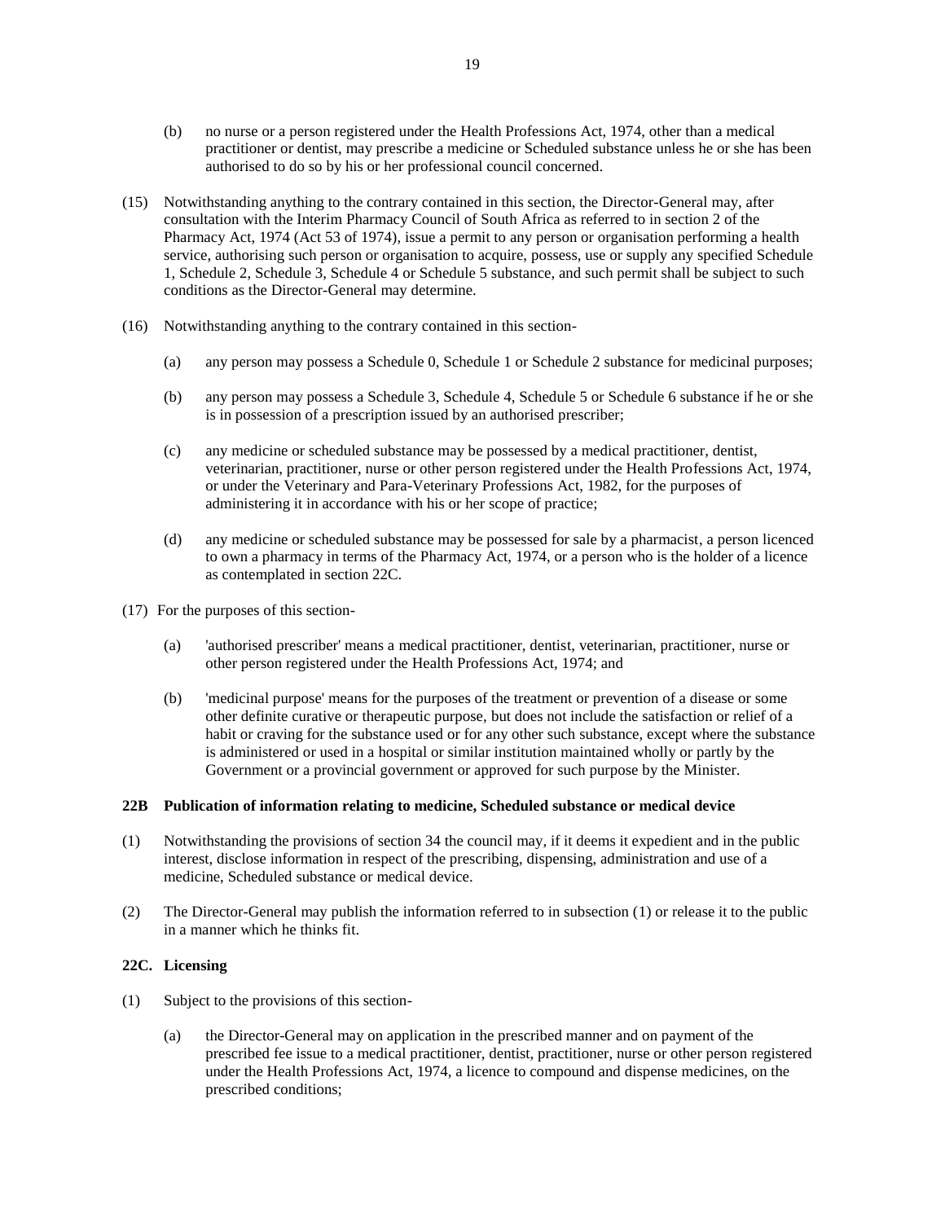(b) no nurse or a person registered under the Health Professions Act, 1974, other than a medical practitioner or dentist, may prescribe a medicine or Scheduled substance unless he or she has been authorised to do so by his or her professional council concerned.

(15) Notwithstanding anything to the contrary contained in this section, the Director-General may, after consultation with the Interim Pharmacy Council of South Africa as referred to in section 2 of the Pharmacy Act, 1974 (Act 53 of 1974), issue a permit to any person or organisation performing a health service, authorising such person or organisation to acquire, possess, use or supply any specified Schedule 1, Schedule 2, Schedule 3, Schedule 4 or Schedule 5 substance, and such permit shall be subject to such conditions as the Director-General may determine.

(16) Notwithstanding anything to the contrary contained in this section-

(a) any person may possess a Schedule 0, Schedule 1 or Schedule 2 substance for medicinal purposes;

(b) any person may possess a Schedule 3, Schedule 4, Schedule 5 or Schedule 6 substance if he or she is in possession of a prescription issued by an authorised prescriber;

(c) any medicine or scheduled substance may be possessed by a medical practitioner, dentist, veterinarian, practitioner, nurse or other person registered under the Health Professions Act, 1974, or under the Veterinary and Para-Veterinary Professions Act, 1982, for the purposes of administering it in accordance with his or her scope of practice;

(d) any medicine or scheduled substance may be possessed for sale by a pharmacist, a person licenced to own a pharmacy in terms of the Pharmacy Act, 1974, or a person who is the holder of a licence as contemplated in section 22C.

(17) For the purposes of this section-

(a) 'authorised prescriber' means a medical practitioner, dentist, veterinarian, practitioner, nurse or other person registered under the Health Professions Act, 1974; and

(b) 'medicinal purpose' means for the purposes of the treatment or prevention of a disease or some other definite curative or therapeutic purpose, but does not include the satisfaction or relief of a habit or craving for the substance used or for any other such substance, except where the substance is administered or used in a hospital or similar institution maintained wholly or partly by the Government or a provincial government or approved for such purpose by the Minister.

### 22B Publication of information relating to medicine, Scheduled substance or medical device

(1) Notwithstanding the provisions of section 34 the council may, if it deems it expedient and in the public interest, disclose information in respect of the prescribing, dispensing, administration and use of a medicine, Scheduled substance or medical device.

(2) The Director-General may publish the information referred to in subsection (1) or release it to the public in a manner which he thinks fit.

### 22C. Licensing

(1) Subject to the provisions of this section-

(a) the Director-General may on application in the prescribed manner and on payment of the prescribed fee issue to a medical practitioner, dentist, practitioner, nurse or other person registered under the Health Professions Act, 1974, a licence to compound and dispense medicines, on the prescribed conditions;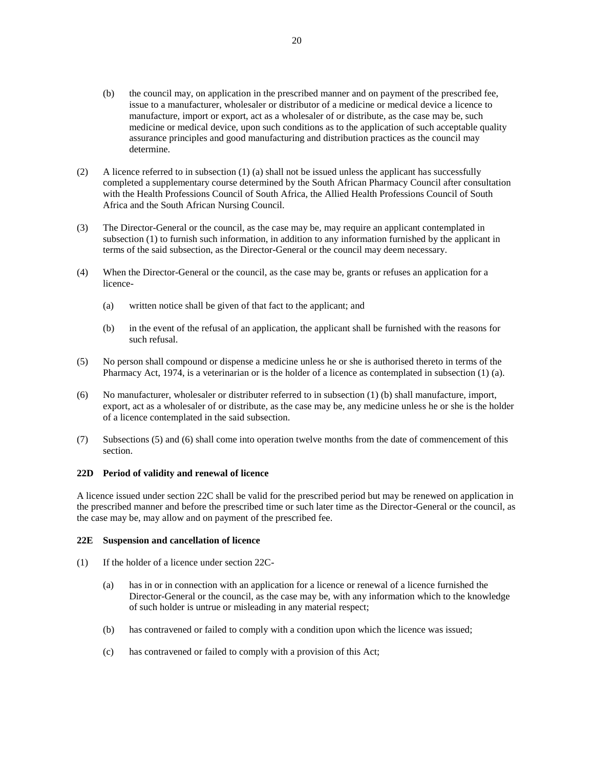(b) the council may, on application in the prescribed manner and on payment of the prescribed fee, issue to a manufacturer, wholesaler or distributor of a medicine or medical device a licence to manufacture, import or export, act as a wholesaler of or distribute, as the case may be, such medicine or medical device, upon such conditions as to the application of such acceptable quality assurance principles and good manufacturing and distribution practices as the council may determine.

(2) A licence referred to in subsection (1) (a) shall not be issued unless the applicant has successfully completed a supplementary course determined by the South African Pharmacy Council after consultation with the Health Professions Council of South Africa, the Allied Health Professions Council of South Africa and the South African Nursing Council.

(3) The Director-General or the council, as the case may be, may require an applicant contemplated in subsection (1) to furnish such information, in addition to any information furnished by the applicant in terms of the said subsection, as the Director-General or the council may deem necessary.

(4) When the Director-General or the council, as the case may be, grants or refuses an application for a licence-

(a) written notice shall be given of that fact to the applicant; and

(b) in the event of the refusal of an application, the applicant shall be furnished with the reasons for such refusal.

(5) No person shall compound or dispense a medicine unless he or she is authorised thereto in terms of the Pharmacy Act, 1974, is a veterinarian or is the holder of a licence as contemplated in subsection (1) (a).

(6) No manufacturer, wholesaler or distributer referred to in subsection (1) (b) shall manufacture, import, export, act as a wholesaler of or distribute, as the case may be, any medicine unless he or she is the holder of a licence contemplated in the said subsection.

(7) Subsections (5) and (6) shall come into operation twelve months from the date of commencement of this section.

**22D Period of validity and renewal of licence**

A licence issued under section 22C shall be valid for the prescribed period but may be renewed on application in the prescribed manner and before the prescribed time or such later time as the Director-General or the council, as the case may be, may allow and on payment of the prescribed fee.

**22E Suspension and cancellation of licence**

(1) If the holder of a licence under section 22C-

(a) has in or in connection with an application for a licence or renewal of a licence furnished the Director-General or the council, as the case may be, with any information which to the knowledge of such holder is untrue or misleading in any material respect;

(b) has contravened or failed to comply with a condition upon which the licence was issued;

(c) has contravened or failed to comply with a provision of this Act;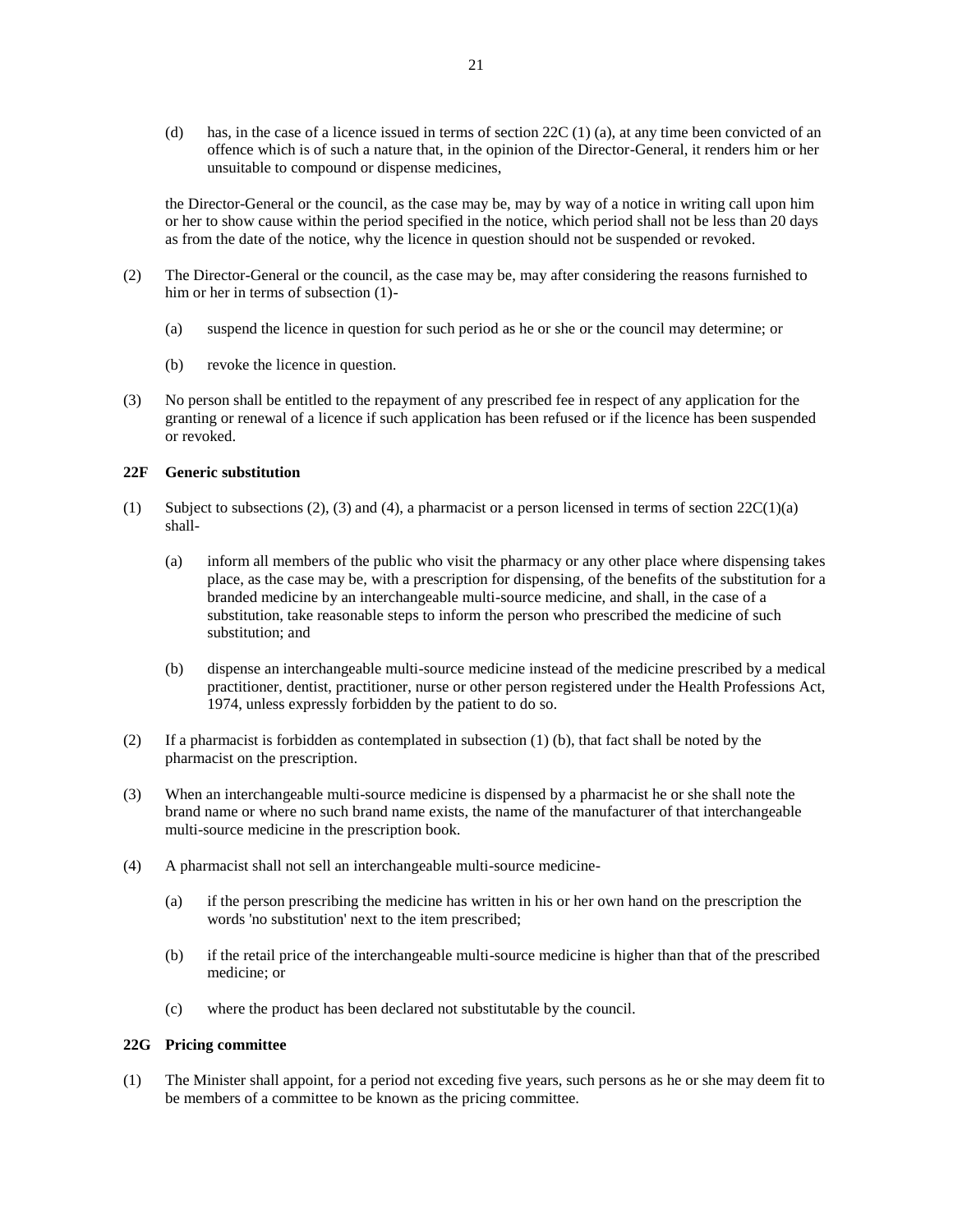(d) has, in the case of a licence issued in terms of section 22C (1) (a), at any time been convicted of an offence which is of such a nature that, in the opinion of the Director-General, it renders him or her unsuitable to compound or dispense medicines,

the Director-General or the council, as the case may be, may by way of a notice in writing call upon him or her to show cause within the period specified in the notice, which period shall not be less than 20 days as from the date of the notice, why the licence in question should not be suspended or revoked.

(2) The Director-General or the council, as the case may be, may after considering the reasons furnished to him or her in terms of subsection (1)-

(a) suspend the licence in question for such period as he or she or the council may determine; or

(b) revoke the licence in question.

(3) No person shall be entitled to the repayment of any prescribed fee in respect of any application for the granting or renewal of a licence if such application has been refused or if the licence has been suspended or revoked.

**22F Generic substitution**

(1) Subject to subsections (2), (3) and (4), a pharmacist or a person licensed in terms of section 22C(1)(a) shall-

(a) inform all members of the public who visit the pharmacy or any other place where dispensing takes place, as the case may be, with a prescription for dispensing, of the benefits of the substitution for a branded medicine by an interchangeable multi-source medicine, and shall, in the case of a substitution, take reasonable steps to inform the person who prescribed the medicine of such substitution; and

(b) dispense an interchangeable multi-source medicine instead of the medicine prescribed by a medical practitioner, dentist, practitioner, nurse or other person registered under the Health Professions Act, 1974, unless expressly forbidden by the patient to do so.

(2) If a pharmacist is forbidden as contemplated in subsection (1) (b), that fact shall be noted by the pharmacist on the prescription.

(3) When an interchangeable multi-source medicine is dispensed by a pharmacist he or she shall note the brand name or where no such brand name exists, the name of the manufacturer of that interchangeable multi-source medicine in the prescription book.

(4) A pharmacist shall not sell an interchangeable multi-source medicine-

(a) if the person prescribing the medicine has written in his or her own hand on the prescription the words 'no substitution' next to the item prescribed;

(b) if the retail price of the interchangeable multi-source medicine is higher than that of the prescribed medicine; or

(c) where the product has been declared not substitutable by the council.

**22G Pricing committee**

(1) The Minister shall appoint, for a period not exceding five years, such persons as he or she may deem fit to be members of a committee to be known as the pricing committee.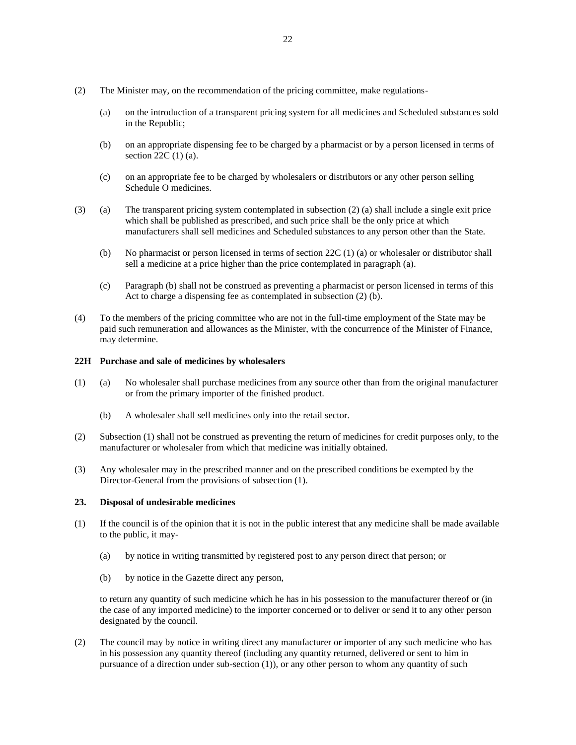(2) The Minister may, on the recommendation of the pricing committee, make regulations-

(a) on the introduction of a transparent pricing system for all medicines and Scheduled substances sold in the Republic;

(b) on an appropriate dispensing fee to be charged by a pharmacist or by a person licensed in terms of section 22C (1) (a).

(c) on an appropriate fee to be charged by wholesalers or distributors or any other person selling Schedule O medicines.

(3) (a) The transparent pricing system contemplated in subsection (2) (a) shall include a single exit price which shall be published as prescribed, and such price shall be the only price at which manufacturers shall sell medicines and Scheduled substances to any person other than the State.

(b) No pharmacist or person licensed in terms of section 22C (1) (a) or wholesaler or distributor shall sell a medicine at a price higher than the price contemplated in paragraph (a).

(c) Paragraph (b) shall not be construed as preventing a pharmacist or person licensed in terms of this Act to charge a dispensing fee as contemplated in subsection (2) (b).

(4) To the members of the pricing committee who are not in the full-time employment of the State may be paid such remuneration and allowances as the Minister, with the concurrence of the Minister of Finance, may determine.

**22H Purchase and sale of medicines by wholesalers**

(1) (a) No wholesaler shall purchase medicines from any source other than from the original manufacturer or from the primary importer of the finished product.

(b) A wholesaler shall sell medicines only into the retail sector.

(2) Subsection (1) shall not be construed as preventing the return of medicines for credit purposes only, to the manufacturer or wholesaler from which that medicine was initially obtained.

(3) Any wholesaler may in the prescribed manner and on the prescribed conditions be exempted by the Director-General from the provisions of subsection (1).

**23. Disposal of undesirable medicines**

(1) If the council is of the opinion that it is not in the public interest that any medicine shall be made available to the public, it may-

(a) by notice in writing transmitted by registered post to any person direct that person; or

(b) by notice in the Gazette direct any person,

to return any quantity of such medicine which he has in his possession to the manufacturer thereof or (in the case of any imported medicine) to the importer concerned or to deliver or send it to any other person designated by the council.

(2) The council may by notice in writing direct any manufacturer or importer of any such medicine who has in his possession any quantity thereof (including any quantity returned, delivered or sent to him in pursuance of a direction under sub-section (1)), or any other person to whom any quantity of such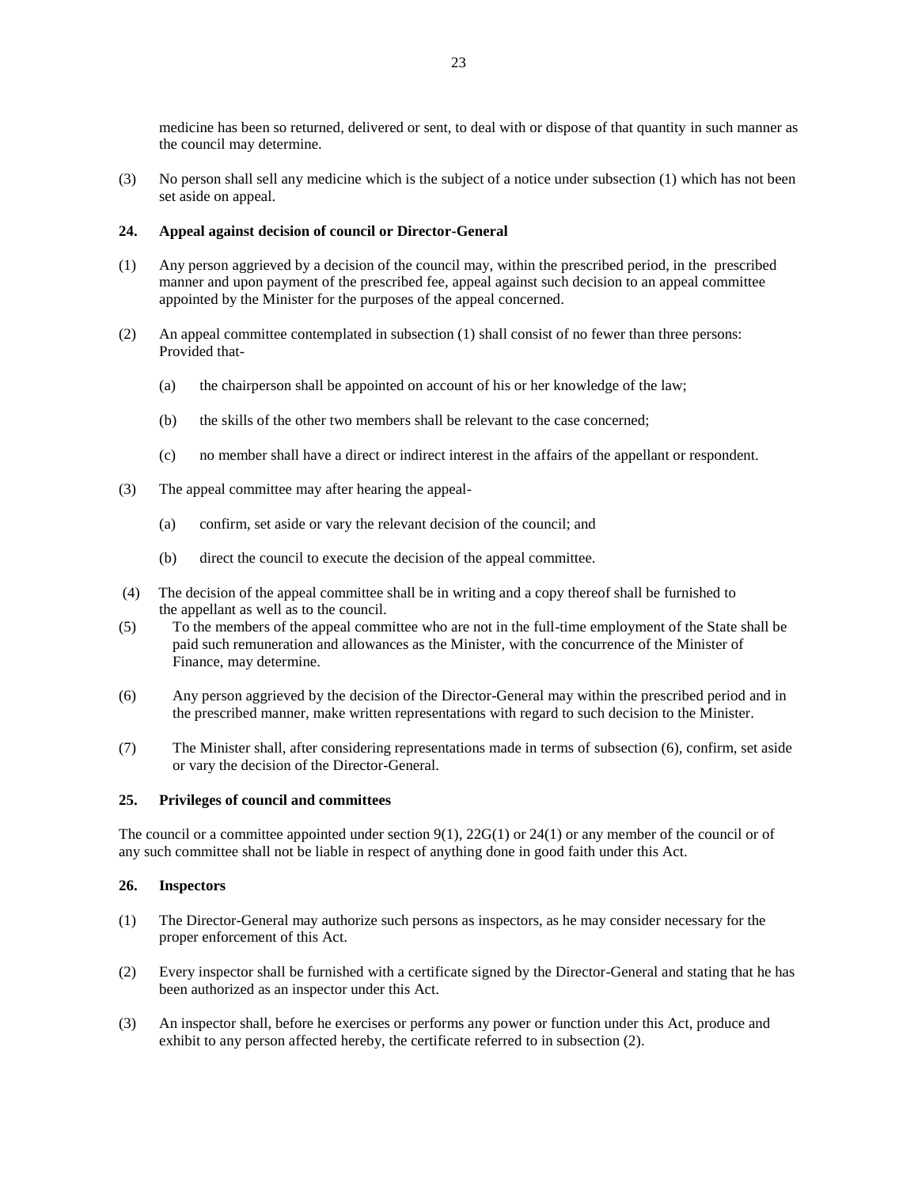medicine has been so returned, delivered or sent, to deal with or dispose of that quantity in such manner as the council may determine.

(3) No person shall sell any medicine which is the subject of a notice under subsection (1) which has not been set aside on appeal.

**24. Appeal against decision of council or Director-General**

(1) Any person aggrieved by a decision of the council may, within the prescribed period, in the prescribed manner and upon payment of the prescribed fee, appeal against such decision to an appeal committee appointed by the Minister for the purposes of the appeal concerned.

(2) An appeal committee contemplated in subsection (1) shall consist of no fewer than three persons: Provided that-

(a) the chairperson shall be appointed on account of his or her knowledge of the law;

(b) the skills of the other two members shall be relevant to the case concerned;

(c) no member shall have a direct or indirect interest in the affairs of the appellant or respondent.

(3) The appeal committee may after hearing the appeal-

(a) confirm, set aside or vary the relevant decision of the council; and

(b) direct the council to execute the decision of the appeal committee.

(4) The decision of the appeal committee shall be in writing and a copy thereof shall be furnished to the appellant as well as to the council.

(5) To the members of the appeal committee who are not in the full-time employment of the State shall be paid such remuneration and allowances as the Minister, with the concurrence of the Minister of Finance, may determine.

(6) Any person aggrieved by the decision of the Director-General may within the prescribed period and in the prescribed manner, make written representations with regard to such decision to the Minister.

(7) The Minister shall, after considering representations made in terms of subsection (6), confirm, set aside or vary the decision of the Director-General.

**25. Privileges of council and committees**

The council or a committee appointed under section 9(1), 22G(1) or 24(1) or any member of the council or of any such committee shall not be liable in respect of anything done in good faith under this Act.

**26. Inspectors**

(1) The Director-General may authorize such persons as inspectors, as he may consider necessary for the proper enforcement of this Act.

(2) Every inspector shall be furnished with a certificate signed by the Director-General and stating that he has been authorized as an inspector under this Act.

(3) An inspector shall, before he exercises or performs any power or function under this Act, produce and exhibit to any person affected hereby, the certificate referred to in subsection (2).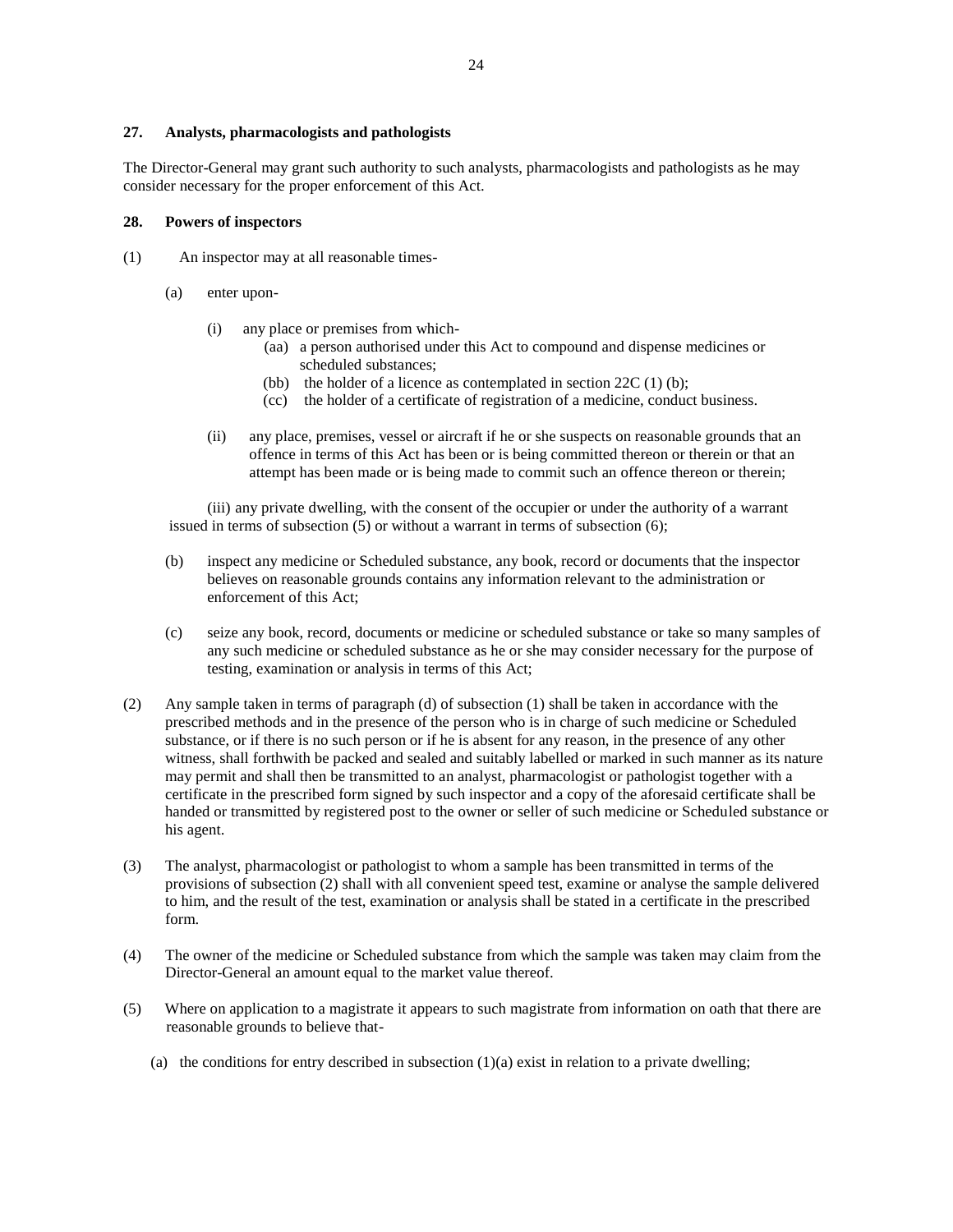**27. Analysts, pharmacologists and pathologists**

The Director-General may grant such authority to such analysts, pharmacologists and pathologists as he may consider necessary for the proper enforcement of this Act.

**28. Powers of inspectors**

(1) An inspector may at all reasonable times-

(a) enter upon-

(i) any place or premises from which-

(aa) a person authorised under this Act to compound and dispense medicines or scheduled substances;

(bb) the holder of a licence as contemplated in section 22C (1) (b);

(cc) the holder of a certificate of registration of a medicine, conduct business.

(ii) any place, premises, vessel or aircraft if he or she suspects on reasonable grounds that an offence in terms of this Act has been or is being committed thereon or therein or that an attempt has been made or is being made to commit such an offence thereon or therein;

(iii) any private dwelling, with the consent of the occupier or under the authority of a warrant issued in terms of subsection (5) or without a warrant in terms of subsection (6);

(b) inspect any medicine or Scheduled substance, any book, record or documents that the inspector believes on reasonable grounds contains any information relevant to the administration or enforcement of this Act;

(c) seize any book, record, documents or medicine or scheduled substance or take so many samples of any such medicine or scheduled substance as he or she may consider necessary for the purpose of testing, examination or analysis in terms of this Act;

(2) Any sample taken in terms of paragraph (d) of subsection (1) shall be taken in accordance with the prescribed methods and in the presence of the person who is in charge of such medicine or Scheduled substance, or if there is no such person or if he is absent for any reason, in the presence of any other witness, shall forthwith be packed and sealed and suitably labelled or marked in such manner as its nature may permit and shall then be transmitted to an analyst, pharmacologist or pathologist together with a certificate in the prescribed form signed by such inspector and a copy of the aforesaid certificate shall be handed or transmitted by registered post to the owner or seller of such medicine or Scheduled substance or his agent.

(3) The analyst, pharmacologist or pathologist to whom a sample has been transmitted in terms of the provisions of subsection (2) shall with all convenient speed test, examine or analyse the sample delivered to him, and the result of the test, examination or analysis shall be stated in a certificate in the prescribed form.

(4) The owner of the medicine or Scheduled substance from which the sample was taken may claim from the Director-General an amount equal to the market value thereof.

(5) Where on application to a magistrate it appears to such magistrate from information on oath that there are reasonable grounds to believe that-

(a) the conditions for entry described in subsection (1)(a) exist in relation to a private dwelling;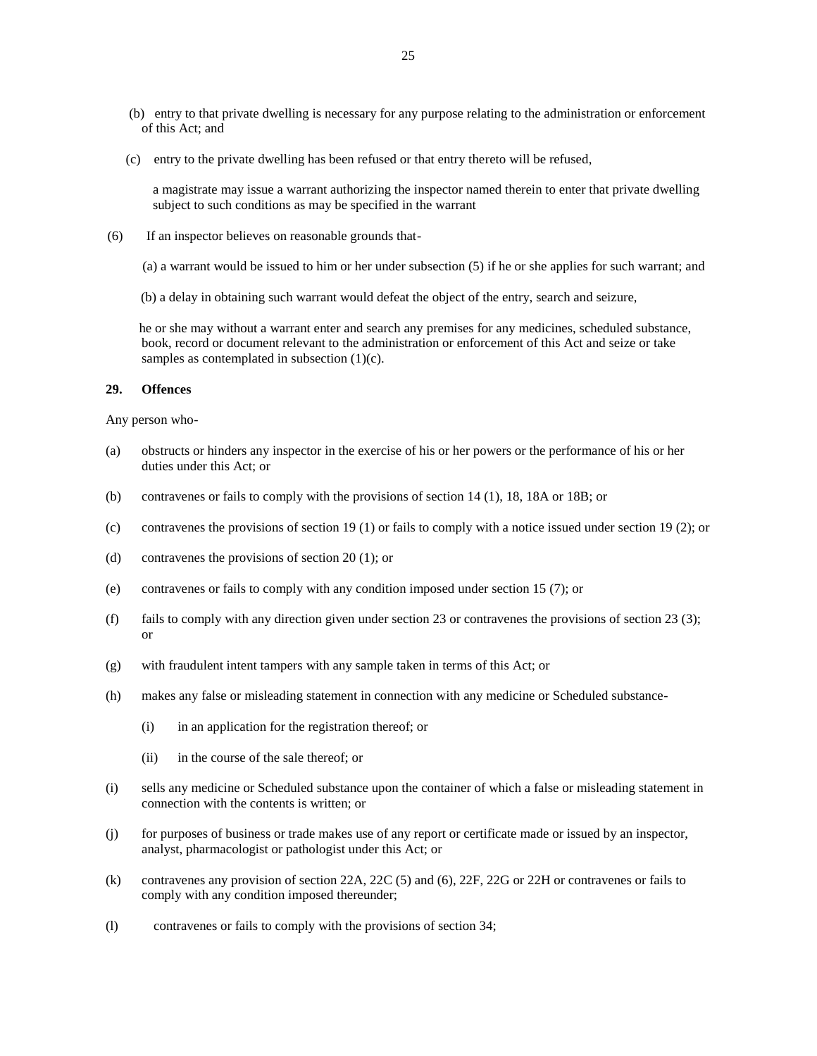(b) entry to that private dwelling is necessary for any purpose relating to the administration or enforcement of this Act; and

(c) entry to the private dwelling has been refused or that entry thereto will be refused,

a magistrate may issue a warrant authorizing the inspector named therein to enter that private dwelling subject to such conditions as may be specified in the warrant

(6) If an inspector believes on reasonable grounds that-

(a) a warrant would be issued to him or her under subsection (5) if he or she applies for such warrant; and

(b) a delay in obtaining such warrant would defeat the object of the entry, search and seizure,

he or she may without a warrant enter and search any premises for any medicines, scheduled substance, book, record or document relevant to the administration or enforcement of this Act and seize or take samples as contemplated in subsection (1)(c).

**29. Offences**

Any person who-

(a) obstructs or hinders any inspector in the exercise of his or her powers or the performance of his or her duties under this Act; or

(b) contravenes or fails to comply with the provisions of section 14 (1), 18, 18A or 18B; or

(c) contravenes the provisions of section 19 (1) or fails to comply with a notice issued under section 19 (2); or

(d) contravenes the provisions of section 20 (1); or

(e) contravenes or fails to comply with any condition imposed under section 15 (7); or

(f) fails to comply with any direction given under section 23 or contravenes the provisions of section 23 (3); or

(g) with fraudulent intent tampers with any sample taken in terms of this Act; or

(h) makes any false or misleading statement in connection with any medicine or Scheduled substance-

(i) in an application for the registration thereof; or

(ii) in the course of the sale thereof; or

(i) sells any medicine or Scheduled substance upon the container of which a false or misleading statement in connection with the contents is written; or

(j) for purposes of business or trade makes use of any report or certificate made or issued by an inspector, analyst, pharmacologist or pathologist under this Act; or

(k) contravenes any provision of section 22A, 22C (5) and (6), 22F, 22G or 22H or contravenes or fails to comply with any condition imposed thereunder;

(l) contravenes or fails to comply with the provisions of section 34;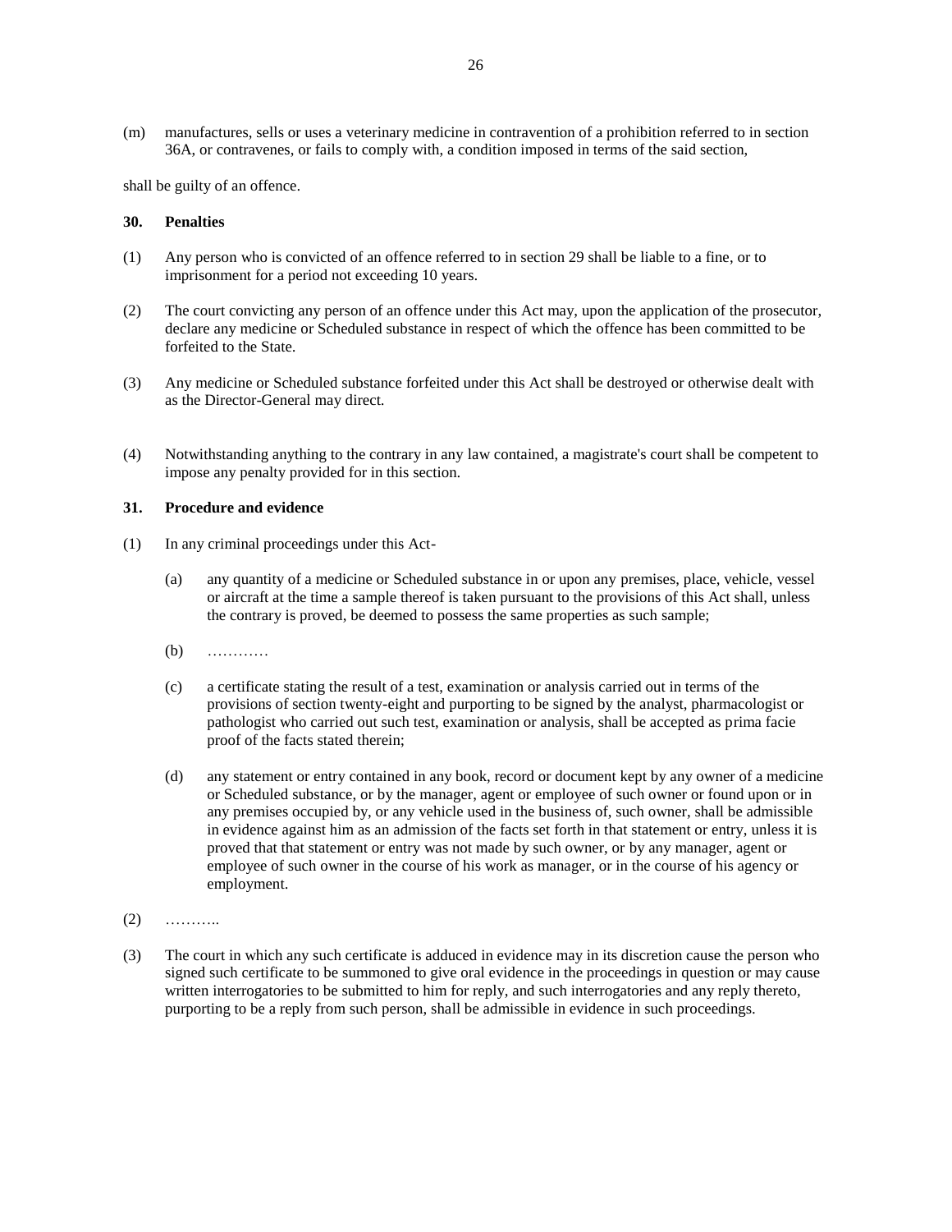(m) manufactures, sells or uses a veterinary medicine in contravention of a prohibition referred to in section 36A, or contravenes, or fails to comply with, a condition imposed in terms of the said section,

shall be guilty of an offence.

**30. Penalties**

(1) Any person who is convicted of an offence referred to in section 29 shall be liable to a fine, or to imprisonment for a period not exceeding 10 years.

(2) The court convicting any person of an offence under this Act may, upon the application of the prosecutor, declare any medicine or Scheduled substance in respect of which the offence has been committed to be forfeited to the State.

(3) Any medicine or Scheduled substance forfeited under this Act shall be destroyed or otherwise dealt with as the Director-General may direct.

(4) Notwithstanding anything to the contrary in any law contained, a magistrate's court shall be competent to impose any penalty provided for in this section.

**31. Procedure and evidence**

(1) In any criminal proceedings under this Act-

(a) any quantity of a medicine or Scheduled substance in or upon any premises, place, vehicle, vessel or aircraft at the time a sample thereof is taken pursuant to the provisions of this Act shall, unless the contrary is proved, be deemed to possess the same properties as such sample;

(b) …………

(c) a certificate stating the result of a test, examination or analysis carried out in terms of the provisions of section twenty-eight and purporting to be signed by the analyst, pharmacologist or pathologist who carried out such test, examination or analysis, shall be accepted as prima facie proof of the facts stated therein;

(d) any statement or entry contained in any book, record or document kept by any owner of a medicine or Scheduled substance, or by the manager, agent or employee of such owner or found upon or in any premises occupied by, or any vehicle used in the business of, such owner, shall be admissible in evidence against him as an admission of the facts set forth in that statement or entry, unless it is proved that that statement or entry was not made by such owner, or by any manager, agent or employee of such owner in the course of his work as manager, or in the course of his agency or employment.

(2) ………..

(3) The court in which any such certificate is adduced in evidence may in its discretion cause the person who signed such certificate to be summoned to give oral evidence in the proceedings in question or may cause written interrogatories to be submitted to him for reply, and such interrogatories and any reply thereto, purporting to be a reply from such person, shall be admissible in evidence in such proceedings.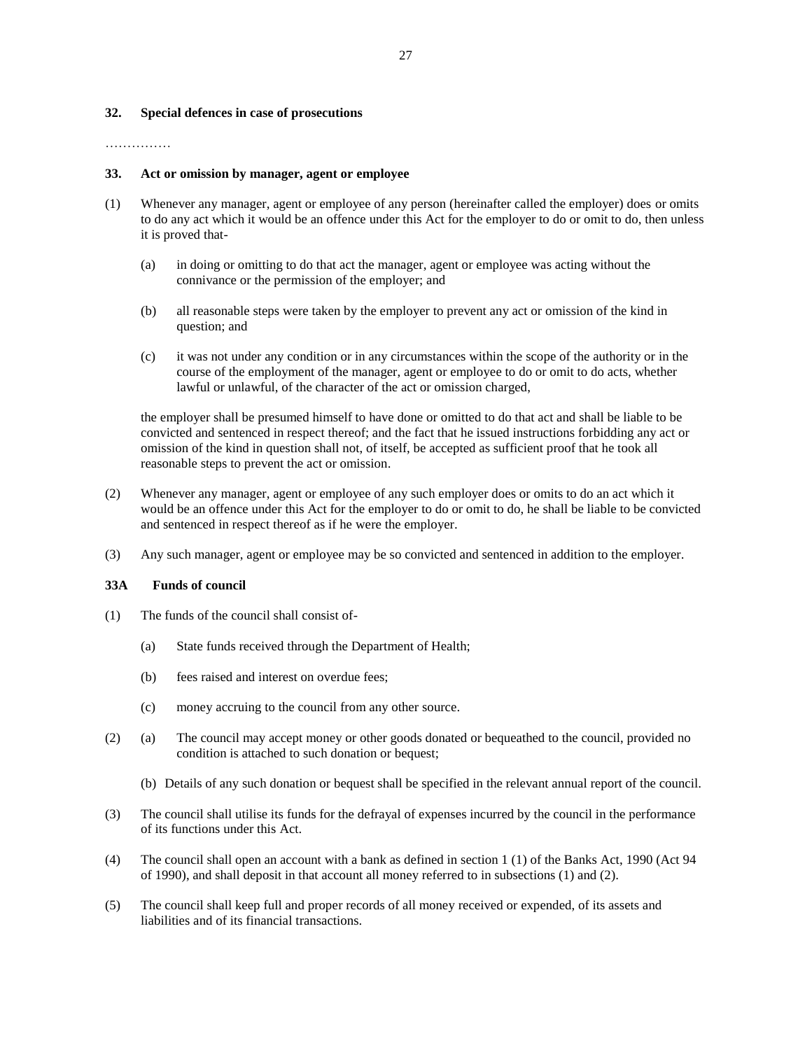### 32. Special defences in case of prosecutions

……………

### 33. Act or omission by manager, agent or employee

(1) Whenever any manager, agent or employee of any person (hereinafter called the employer) does or omits to do any act which it would be an offence under this Act for the employer to do or omit to do, then unless it is proved that-

(a) in doing or omitting to do that act the manager, agent or employee was acting without the connivance or the permission of the employer; and

(b) all reasonable steps were taken by the employer to prevent any act or omission of the kind in question; and

(c) it was not under any condition or in any circumstances within the scope of the authority or in the course of the employment of the manager, agent or employee to do or omit to do acts, whether lawful or unlawful, of the character of the act or omission charged,

the employer shall be presumed himself to have done or omitted to do that act and shall be liable to be convicted and sentenced in respect thereof; and the fact that he issued instructions forbidding any act or omission of the kind in question shall not, of itself, be accepted as sufficient proof that he took all reasonable steps to prevent the act or omission.

(2) Whenever any manager, agent or employee of any such employer does or omits to do an act which it would be an offence under this Act for the employer to do or omit to do, he shall be liable to be convicted and sentenced in respect thereof as if he were the employer.

(3) Any such manager, agent or employee may be so convicted and sentenced in addition to the employer.

### 33A Funds of council

(1) The funds of the council shall consist of-

(a) State funds received through the Department of Health;

(b) fees raised and interest on overdue fees;

(c) money accruing to the council from any other source.

(2) (a) The council may accept money or other goods donated or bequeathed to the council, provided no condition is attached to such donation or bequest;

(b) Details of any such donation or bequest shall be specified in the relevant annual report of the council.

(3) The council shall utilise its funds for the defrayal of expenses incurred by the council in the performance of its functions under this Act.

(4) The council shall open an account with a bank as defined in section 1 (1) of the Banks Act, 1990 (Act 94 of 1990), and shall deposit in that account all money referred to in subsections (1) and (2).

(5) The council shall keep full and proper records of all money received or expended, of its assets and liabilities and of its financial transactions.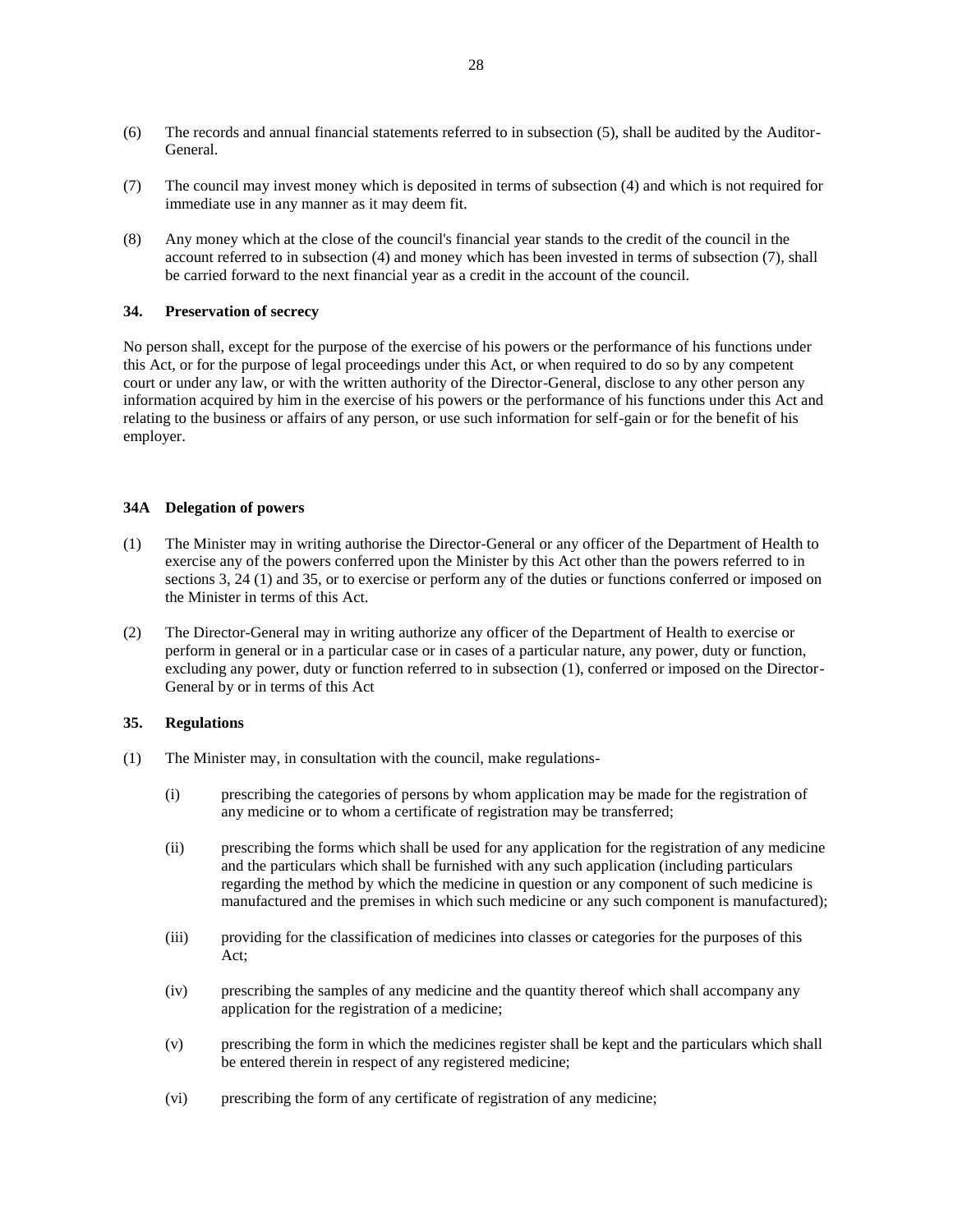(6) The records and annual financial statements referred to in subsection (5), shall be audited by the Auditor-General.

(7) The council may invest money which is deposited in terms of subsection (4) and which is not required for immediate use in any manner as it may deem fit.

(8) Any money which at the close of the council's financial year stands to the credit of the council in the account referred to in subsection (4) and money which has been invested in terms of subsection (7), shall be carried forward to the next financial year as a credit in the account of the council.

### 34. Preservation of secrecy

No person shall, except for the purpose of the exercise of his powers or the performance of his functions under this Act, or for the purpose of legal proceedings under this Act, or when required to do so by any competent court or under any law, or with the written authority of the Director-General, disclose to any other person any information acquired by him in the exercise of his powers or the performance of his functions under this Act and relating to the business or affairs of any person, or use such information for self-gain or for the benefit of his employer.

### 34A Delegation of powers

(1) The Minister may in writing authorise the Director-General or any officer of the Department of Health to exercise any of the powers conferred upon the Minister by this Act other than the powers referred to in sections 3, 24 (1) and 35, or to exercise or perform any of the duties or functions conferred or imposed on the Minister in terms of this Act.

(2) The Director-General may in writing authorize any officer of the Department of Health to exercise or perform in general or in a particular case or in cases of a particular nature, any power, duty or function, excluding any power, duty or function referred to in subsection (1), conferred or imposed on the Director-General by or in terms of this Act

### 35. Regulations

(1) The Minister may, in consultation with the council, make regulations-

(i) prescribing the categories of persons by whom application may be made for the registration of any medicine or to whom a certificate of registration may be transferred;

(ii) prescribing the forms which shall be used for any application for the registration of any medicine and the particulars which shall be furnished with any such application (including particulars regarding the method by which the medicine in question or any component of such medicine is manufactured and the premises in which such medicine or any such component is manufactured);

(iii) providing for the classification of medicines into classes or categories for the purposes of this Act;

(iv) prescribing the samples of any medicine and the quantity thereof which shall accompany any application for the registration of a medicine;

(v) prescribing the form in which the medicines register shall be kept and the particulars which shall be entered therein in respect of any registered medicine;

(vi) prescribing the form of any certificate of registration of any medicine;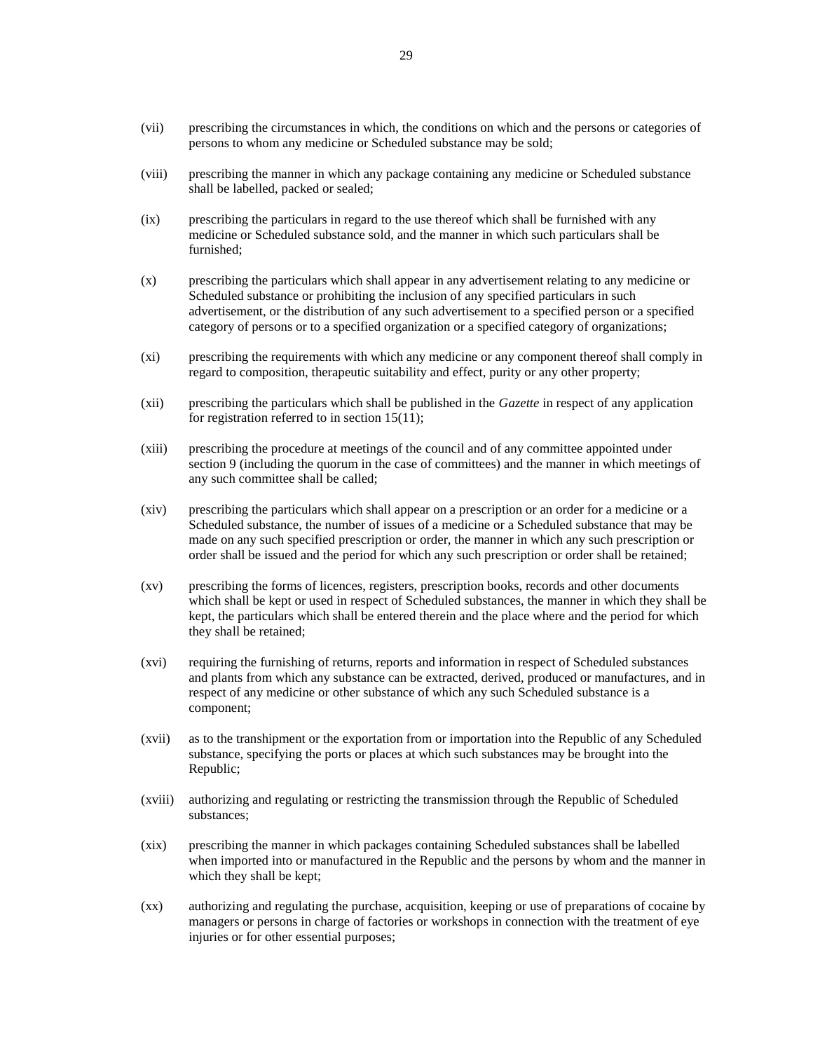(vii) prescribing the circumstances in which, the conditions on which and the persons or categories of persons to whom any medicine or Scheduled substance may be sold;

(viii) prescribing the manner in which any package containing any medicine or Scheduled substance shall be labelled, packed or sealed;

(ix) prescribing the particulars in regard to the use thereof which shall be furnished with any medicine or Scheduled substance sold, and the manner in which such particulars shall be furnished;

(x) prescribing the particulars which shall appear in any advertisement relating to any medicine or Scheduled substance or prohibiting the inclusion of any specified particulars in such advertisement, or the distribution of any such advertisement to a specified person or a specified category of persons or to a specified organization or a specified category of organizations;

(xi) prescribing the requirements with which any medicine or any component thereof shall comply in regard to composition, therapeutic suitability and effect, purity or any other property;

(xii) prescribing the particulars which shall be published in the *Gazette* in respect of any application for registration referred to in section 15(11);

(xiii) prescribing the procedure at meetings of the council and of any committee appointed under section 9 (including the quorum in the case of committees) and the manner in which meetings of any such committee shall be called;

(xiv) prescribing the particulars which shall appear on a prescription or an order for a medicine or a Scheduled substance, the number of issues of a medicine or a Scheduled substance that may be made on any such specified prescription or order, the manner in which any such prescription or order shall be issued and the period for which any such prescription or order shall be retained;

(xv) prescribing the forms of licences, registers, prescription books, records and other documents which shall be kept or used in respect of Scheduled substances, the manner in which they shall be kept, the particulars which shall be entered therein and the place where and the period for which they shall be retained;

(xvi) requiring the furnishing of returns, reports and information in respect of Scheduled substances and plants from which any substance can be extracted, derived, produced or manufactures, and in respect of any medicine or other substance of which any such Scheduled substance is a component;

(xvii) as to the transhipment or the exportation from or importation into the Republic of any Scheduled substance, specifying the ports or places at which such substances may be brought into the Republic;

(xviii) authorizing and regulating or restricting the transmission through the Republic of Scheduled substances;

(xix) prescribing the manner in which packages containing Scheduled substances shall be labelled when imported into or manufactured in the Republic and the persons by whom and the manner in which they shall be kept;

(xx) authorizing and regulating the purchase, acquisition, keeping or use of preparations of cocaine by managers or persons in charge of factories or workshops in connection with the treatment of eye injuries or for other essential purposes;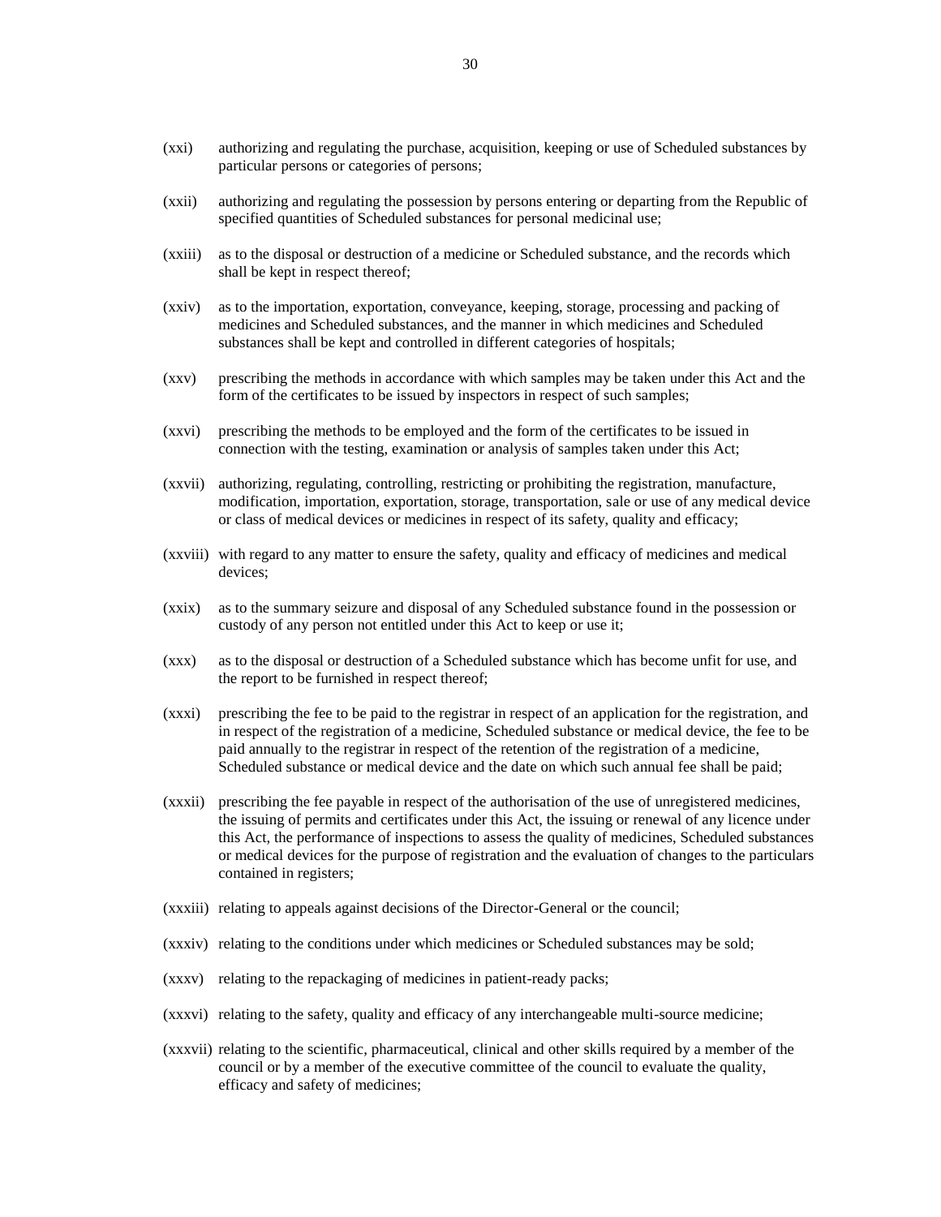(xxi) authorizing and regulating the purchase, acquisition, keeping or use of Scheduled substances by particular persons or categories of persons;

(xxii) authorizing and regulating the possession by persons entering or departing from the Republic of specified quantities of Scheduled substances for personal medicinal use;

(xxiii) as to the disposal or destruction of a medicine or Scheduled substance, and the records which shall be kept in respect thereof;

(xxiv) as to the importation, exportation, conveyance, keeping, storage, processing and packing of medicines and Scheduled substances, and the manner in which medicines and Scheduled substances shall be kept and controlled in different categories of hospitals;

(xxv) prescribing the methods in accordance with which samples may be taken under this Act and the form of the certificates to be issued by inspectors in respect of such samples;

(xxvi) prescribing the methods to be employed and the form of the certificates to be issued in connection with the testing, examination or analysis of samples taken under this Act;

(xxvii) authorizing, regulating, controlling, restricting or prohibiting the registration, manufacture, modification, importation, exportation, storage, transportation, sale or use of any medical device or class of medical devices or medicines in respect of its safety, quality and efficacy;

(xxviii) with regard to any matter to ensure the safety, quality and efficacy of medicines and medical devices;

(xxix) as to the summary seizure and disposal of any Scheduled substance found in the possession or custody of any person not entitled under this Act to keep or use it;

(xxx) as to the disposal or destruction of a Scheduled substance which has become unfit for use, and the report to be furnished in respect thereof;

(xxxi) prescribing the fee to be paid to the registrar in respect of an application for the registration, and in respect of the registration of a medicine, Scheduled substance or medical device, the fee to be paid annually to the registrar in respect of the retention of the registration of a medicine, Scheduled substance or medical device and the date on which such annual fee shall be paid;

(xxxii) prescribing the fee payable in respect of the authorisation of the use of unregistered medicines, the issuing of permits and certificates under this Act, the issuing or renewal of any licence under this Act, the performance of inspections to assess the quality of medicines, Scheduled substances or medical devices for the purpose of registration and the evaluation of changes to the particulars contained in registers;

(xxxiii) relating to appeals against decisions of the Director-General or the council;

(xxxiv) relating to the conditions under which medicines or Scheduled substances may be sold;

(xxxv) relating to the repackaging of medicines in patient-ready packs;

(xxxvi) relating to the safety, quality and efficacy of any interchangeable multi-source medicine;

(xxxvii) relating to the scientific, pharmaceutical, clinical and other skills required by a member of the council or by a member of the executive committee of the council to evaluate the quality, efficacy and safety of medicines;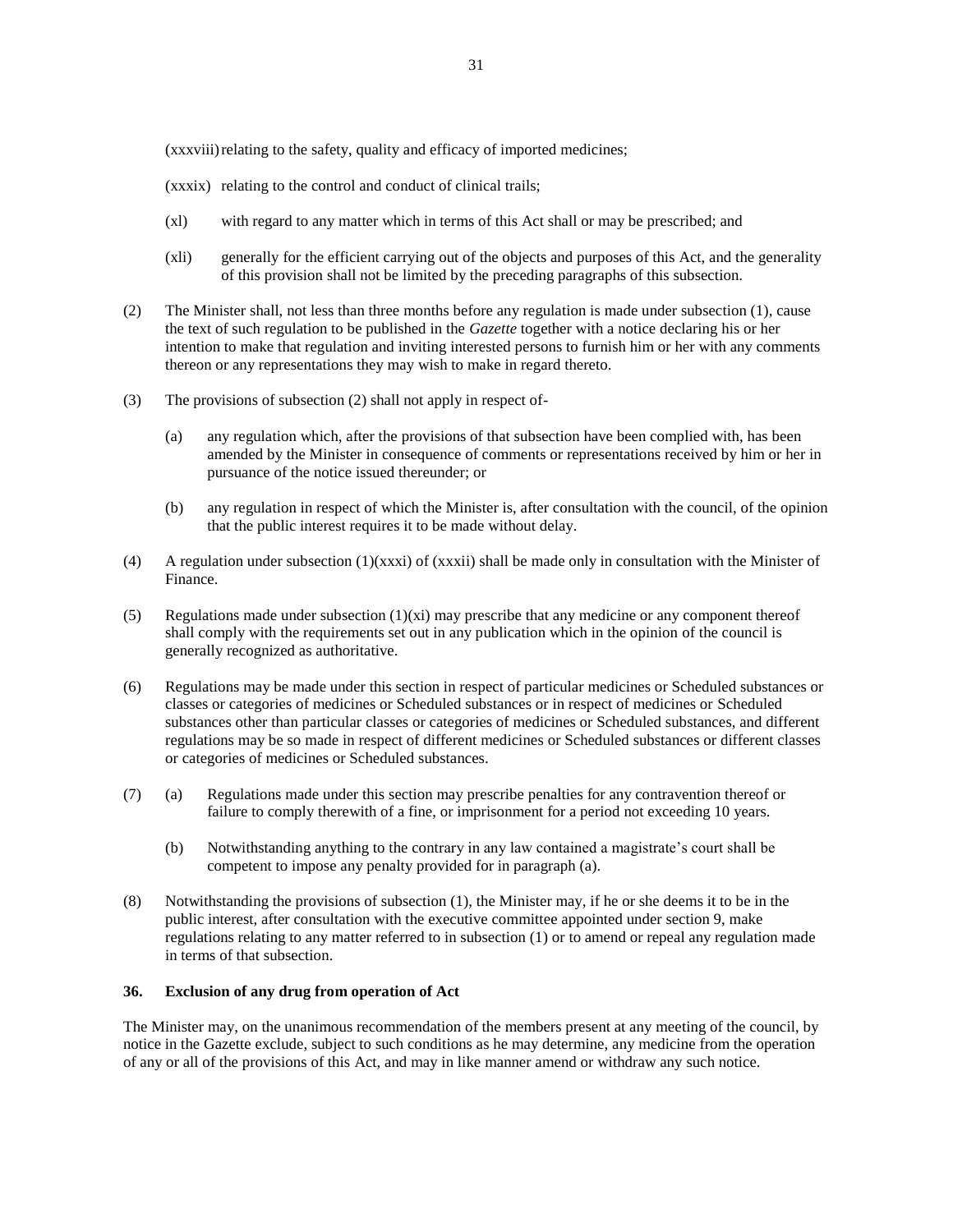(xxxviii) relating to the safety, quality and efficacy of imported medicines;

(xxxix) relating to the control and conduct of clinical trails;

(xl) with regard to any matter which in terms of this Act shall or may be prescribed; and

(xli) generally for the efficient carrying out of the objects and purposes of this Act, and the generality of this provision shall not be limited by the preceding paragraphs of this subsection.

(2) The Minister shall, not less than three months before any regulation is made under subsection (1), cause the text of such regulation to be published in the *Gazette* together with a notice declaring his or her intention to make that regulation and inviting interested persons to furnish him or her with any comments thereon or any representations they may wish to make in regard thereto.

(3) The provisions of subsection (2) shall not apply in respect of-

(a) any regulation which, after the provisions of that subsection have been complied with, has been amended by the Minister in consequence of comments or representations received by him or her in pursuance of the notice issued thereunder; or

(b) any regulation in respect of which the Minister is, after consultation with the council, of the opinion that the public interest requires it to be made without delay.

(4) A regulation under subsection (1)(xxxi) of (xxxii) shall be made only in consultation with the Minister of Finance.

(5) Regulations made under subsection (1)(xi) may prescribe that any medicine or any component thereof shall comply with the requirements set out in any publication which in the opinion of the council is generally recognized as authoritative.

(6) Regulations may be made under this section in respect of particular medicines or Scheduled substances or classes or categories of medicines or Scheduled substances or in respect of medicines or Scheduled substances other than particular classes or categories of medicines or Scheduled substances, and different regulations may be so made in respect of different medicines or Scheduled substances or different classes or categories of medicines or Scheduled substances.

(7) (a) Regulations made under this section may prescribe penalties for any contravention thereof or failure to comply therewith of a fine, or imprisonment for a period not exceeding 10 years.

(b) Notwithstanding anything to the contrary in any law contained a magistrate's court shall be competent to impose any penalty provided for in paragraph (a).

(8) Notwithstanding the provisions of subsection (1), the Minister may, if he or she deems it to be in the public interest, after consultation with the executive committee appointed under section 9, make regulations relating to any matter referred to in subsection (1) or to amend or repeal any regulation made in terms of that subsection.

**36. Exclusion of any drug from operation of Act**

The Minister may, on the unanimous recommendation of the members present at any meeting of the council, by notice in the Gazette exclude, subject to such conditions as he may determine, any medicine from the operation of any or all of the provisions of this Act, and may in like manner amend or withdraw any such notice.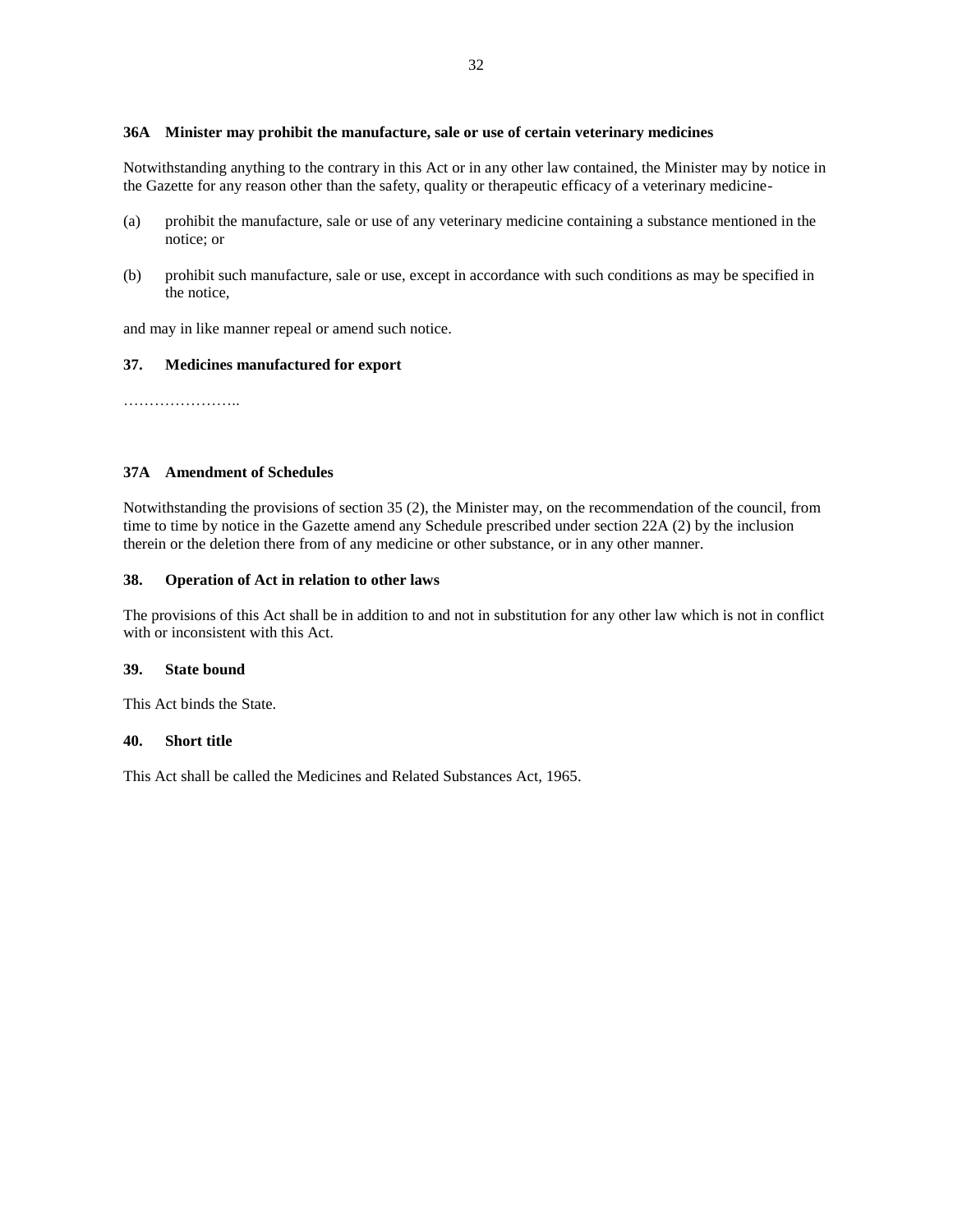### 36A Minister may prohibit the manufacture, sale or use of certain veterinary medicines

Notwithstanding anything to the contrary in this Act or in any other law contained, the Minister may by notice in the Gazette for any reason other than the safety, quality or therapeutic efficacy of a veterinary medicine-

(a) prohibit the manufacture, sale or use of any veterinary medicine containing a substance mentioned in the notice; or

(b) prohibit such manufacture, sale or use, except in accordance with such conditions as may be specified in the notice,

and may in like manner repeal or amend such notice.

### 37. Medicines manufactured for export

…………………..

### 37A Amendment of Schedules

Notwithstanding the provisions of section 35 (2), the Minister may, on the recommendation of the council, from time to time by notice in the Gazette amend any Schedule prescribed under section 22A (2) by the inclusion therein or the deletion there from of any medicine or other substance, or in any other manner.

### 38. Operation of Act in relation to other laws

The provisions of this Act shall be in addition to and not in substitution for any other law which is not in conflict with or inconsistent with this Act.

### 39. State bound

This Act binds the State.

### 40. Short title

This Act shall be called the Medicines and Related Substances Act, 1965.